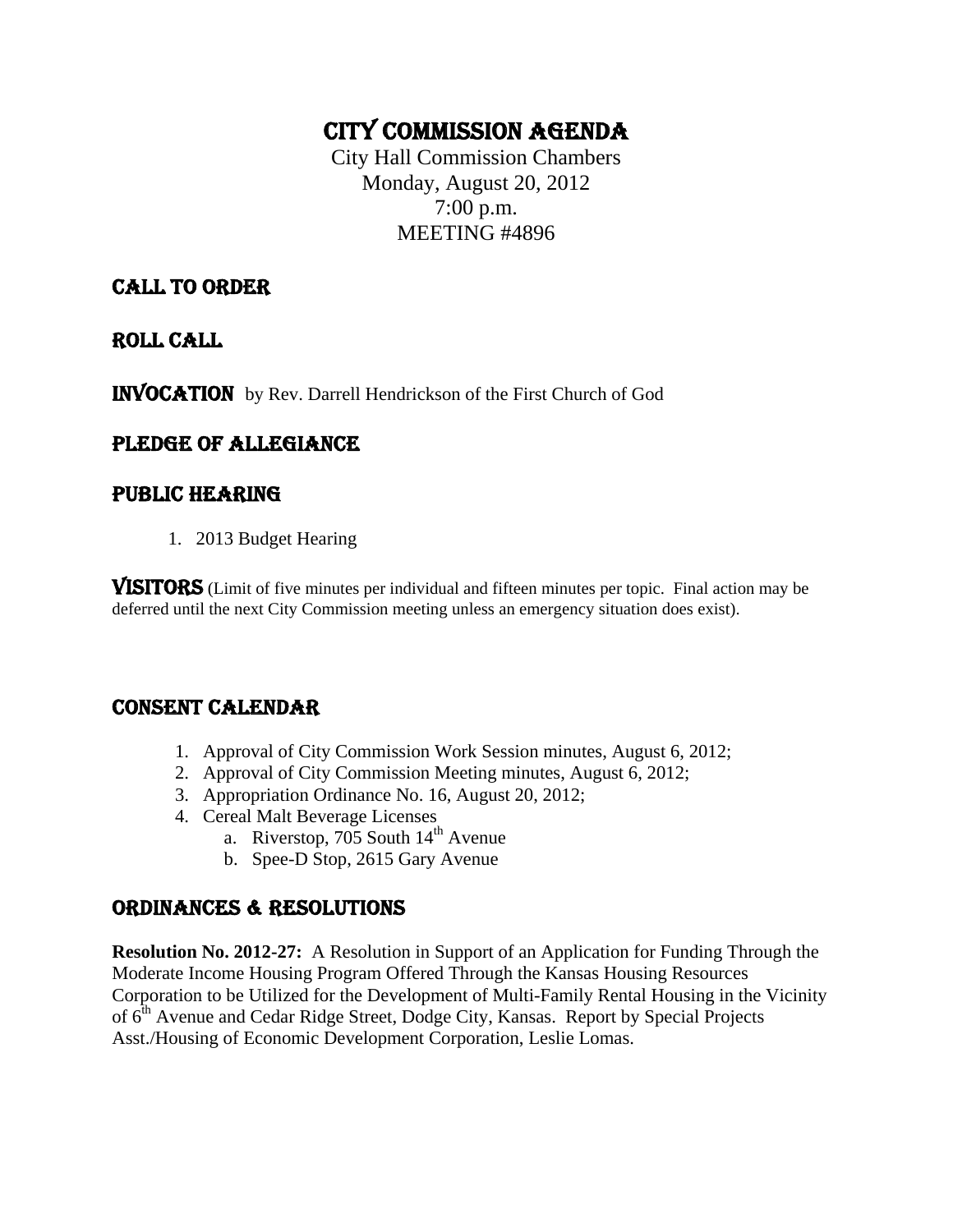# CITY COMMISSION AGENDA

City Hall Commission Chambers
Monday, August 20, 2012
7:00 p.m.
MEETING #4896

## CALL TO ORDER

## ROLL CALL

**INVOCATION** by Rev. Darrell Hendrickson of the First Church of God

## PLEDGE OF ALLEGIANCE

## PUBLIC HEARING

1. 2013 Budget Hearing

**VISITORS** (Limit of five minutes per individual and fifteen minutes per topic. Final action may be deferred until the next City Commission meeting unless an emergency situation does exist).

## CONSENT CALENDAR

1. Approval of City Commission Work Session minutes, August 6, 2012;
2. Approval of City Commission Meeting minutes, August 6, 2012;
3. Appropriation Ordinance No. 16, August 20, 2012;
4. Cereal Malt Beverage Licenses
   a. Riverstop, 705 South 14th Avenue
   b. Spee-D Stop, 2615 Gary Avenue

## ORDINANCES & RESOLUTIONS

**Resolution No. 2012-27:** A Resolution in Support of an Application for Funding Through the Moderate Income Housing Program Offered Through the Kansas Housing Resources Corporation to be Utilized for the Development of Multi-Family Rental Housing in the Vicinity of 6th Avenue and Cedar Ridge Street, Dodge City, Kansas. Report by Special Projects Asst./Housing of Economic Development Corporation, Leslie Lomas.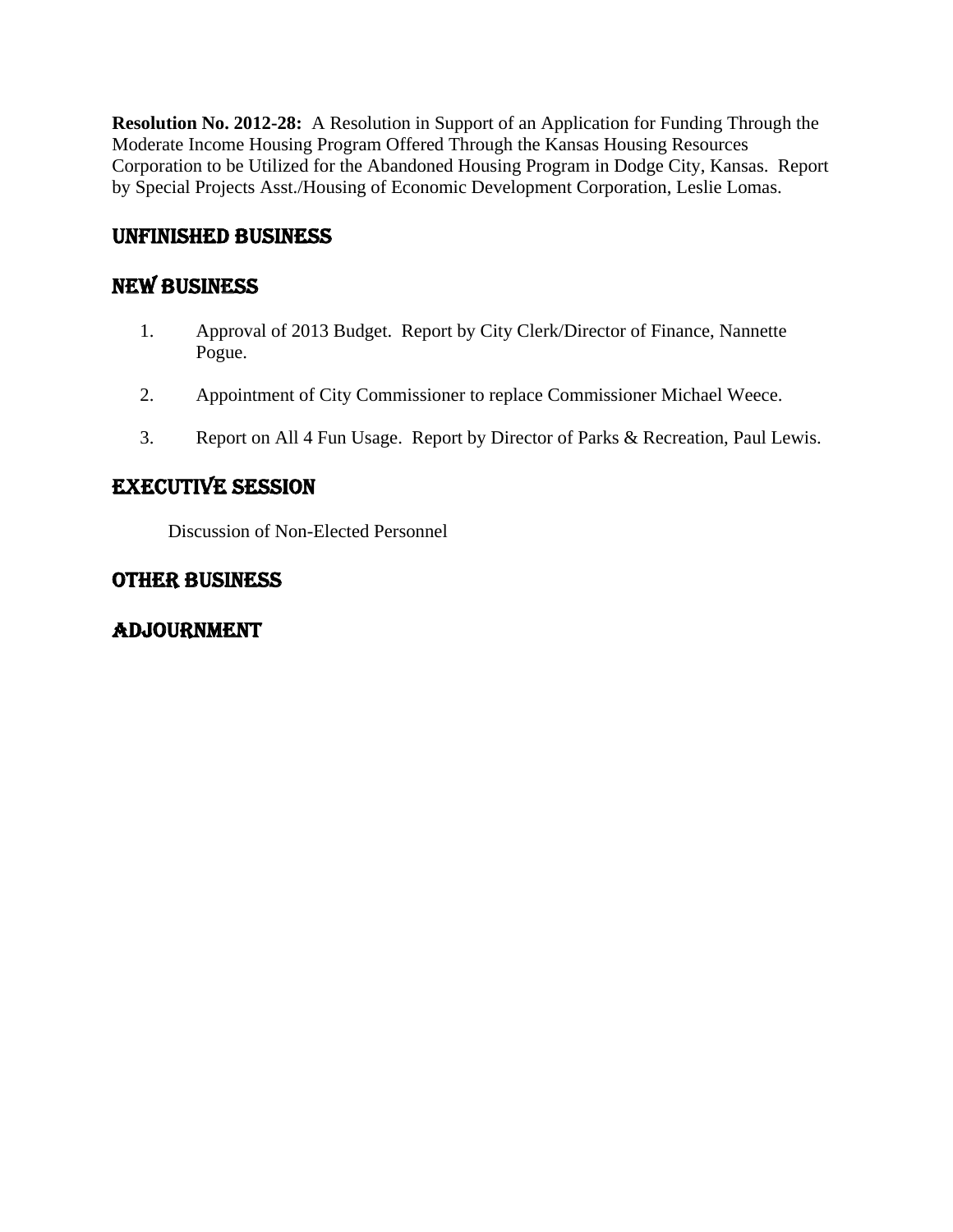**Resolution No. 2012-28:** A Resolution in Support of an Application for Funding Through the Moderate Income Housing Program Offered Through the Kansas Housing Resources Corporation to be Utilized for the Abandoned Housing Program in Dodge City, Kansas. Report by Special Projects Asst./Housing of Economic Development Corporation, Leslie Lomas.

## UNFINISHED BUSINESS

## NEW BUSINESS

1. Approval of 2013 Budget. Report by City Clerk/Director of Finance, Nannette Pogue.

2. Appointment of City Commissioner to replace Commissioner Michael Weece.

3. Report on All 4 Fun Usage. Report by Director of Parks & Recreation, Paul Lewis.

## EXECUTIVE SESSION

Discussion of Non-Elected Personnel

## OTHER BUSINESS

## ADJOURNMENT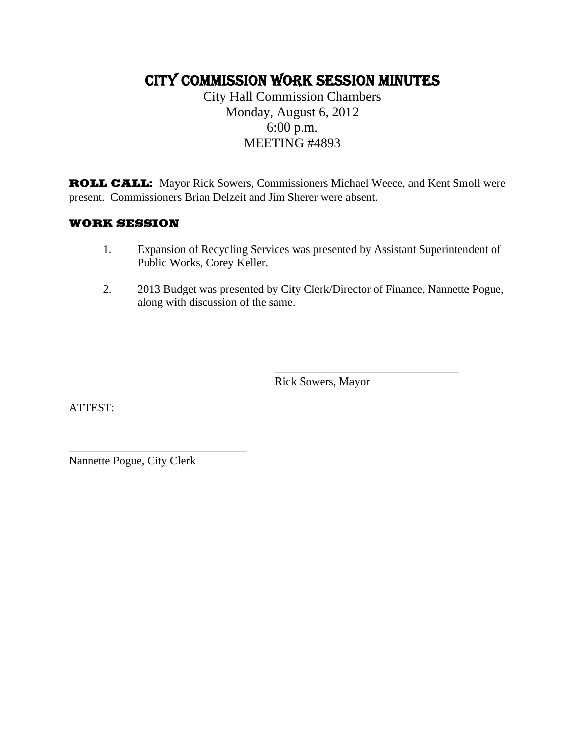# CITY COMMISSION WORK SESSION MINUTES

City Hall Commission Chambers
Monday, August 6, 2012
6:00 p.m.
MEETING #4893

**ROLL CALL:** Mayor Rick Sowers, Commissioners Michael Weece, and Kent Smoll were present. Commissioners Brian Delzeit and Jim Sherer were absent.

**WORK SESSION**

1. Expansion of Recycling Services was presented by Assistant Superintendent of Public Works, Corey Keller.

2. 2013 Budget was presented by City Clerk/Director of Finance, Nannette Pogue, along with discussion of the same.

\_\_\_\_\_\_\_\_\_\_\_\_\_\_\_\_\_\_\_\_\_\_\_\_\_\_\_\_\_\_\_\_
Rick Sowers, Mayor

ATTEST:

\_\_\_\_\_\_\_\_\_\_\_\_\_\_\_\_\_\_\_\_\_\_\_\_\_\_\_\_\_\_\_\_
Nannette Pogue, City Clerk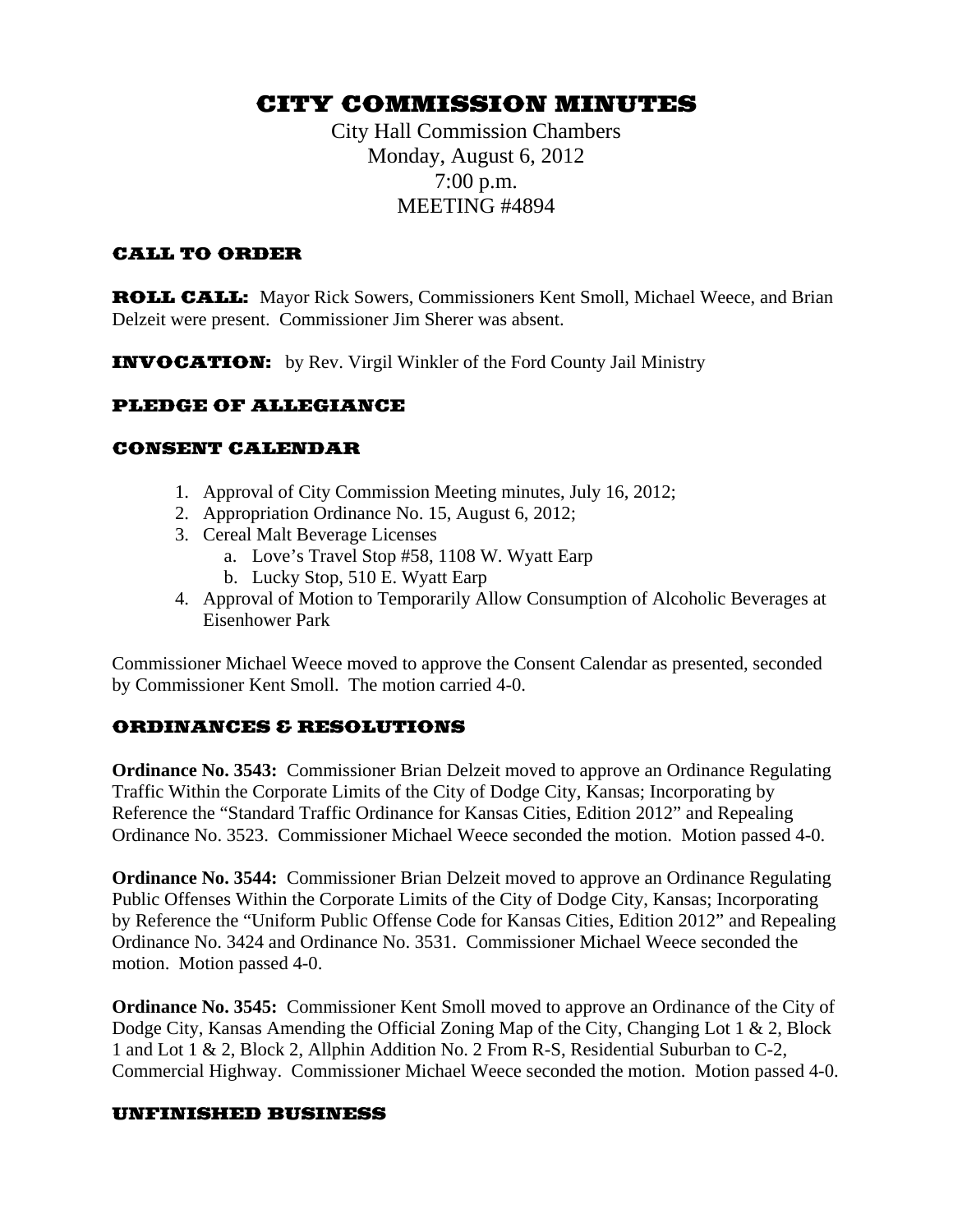# CITY COMMISSION MINUTES

City Hall Commission Chambers
Monday, August 6, 2012
7:00 p.m.
MEETING #4894

## CALL TO ORDER

**ROLL CALL:** Mayor Rick Sowers, Commissioners Kent Smoll, Michael Weece, and Brian Delzeit were present. Commissioner Jim Sherer was absent.

**INVOCATION:** by Rev. Virgil Winkler of the Ford County Jail Ministry

## PLEDGE OF ALLEGIANCE

## CONSENT CALENDAR

1. Approval of City Commission Meeting minutes, July 16, 2012;
2. Appropriation Ordinance No. 15, August 6, 2012;
3. Cereal Malt Beverage Licenses
   a. Love's Travel Stop #58, 1108 W. Wyatt Earp
   b. Lucky Stop, 510 E. Wyatt Earp
4. Approval of Motion to Temporarily Allow Consumption of Alcoholic Beverages at Eisenhower Park

Commissioner Michael Weece moved to approve the Consent Calendar as presented, seconded by Commissioner Kent Smoll. The motion carried 4-0.

## ORDINANCES & RESOLUTIONS

**Ordinance No. 3543:** Commissioner Brian Delzeit moved to approve an Ordinance Regulating Traffic Within the Corporate Limits of the City of Dodge City, Kansas; Incorporating by Reference the "Standard Traffic Ordinance for Kansas Cities, Edition 2012" and Repealing Ordinance No. 3523. Commissioner Michael Weece seconded the motion. Motion passed 4-0.

**Ordinance No. 3544:** Commissioner Brian Delzeit moved to approve an Ordinance Regulating Public Offenses Within the Corporate Limits of the City of Dodge City, Kansas; Incorporating by Reference the "Uniform Public Offense Code for Kansas Cities, Edition 2012" and Repealing Ordinance No. 3424 and Ordinance No. 3531. Commissioner Michael Weece seconded the motion. Motion passed 4-0.

**Ordinance No. 3545:** Commissioner Kent Smoll moved to approve an Ordinance of the City of Dodge City, Kansas Amending the Official Zoning Map of the City, Changing Lot 1 & 2, Block 1 and Lot 1 & 2, Block 2, Allphin Addition No. 2 From R-S, Residential Suburban to C-2, Commercial Highway. Commissioner Michael Weece seconded the motion. Motion passed 4-0.

## UNFINISHED BUSINESS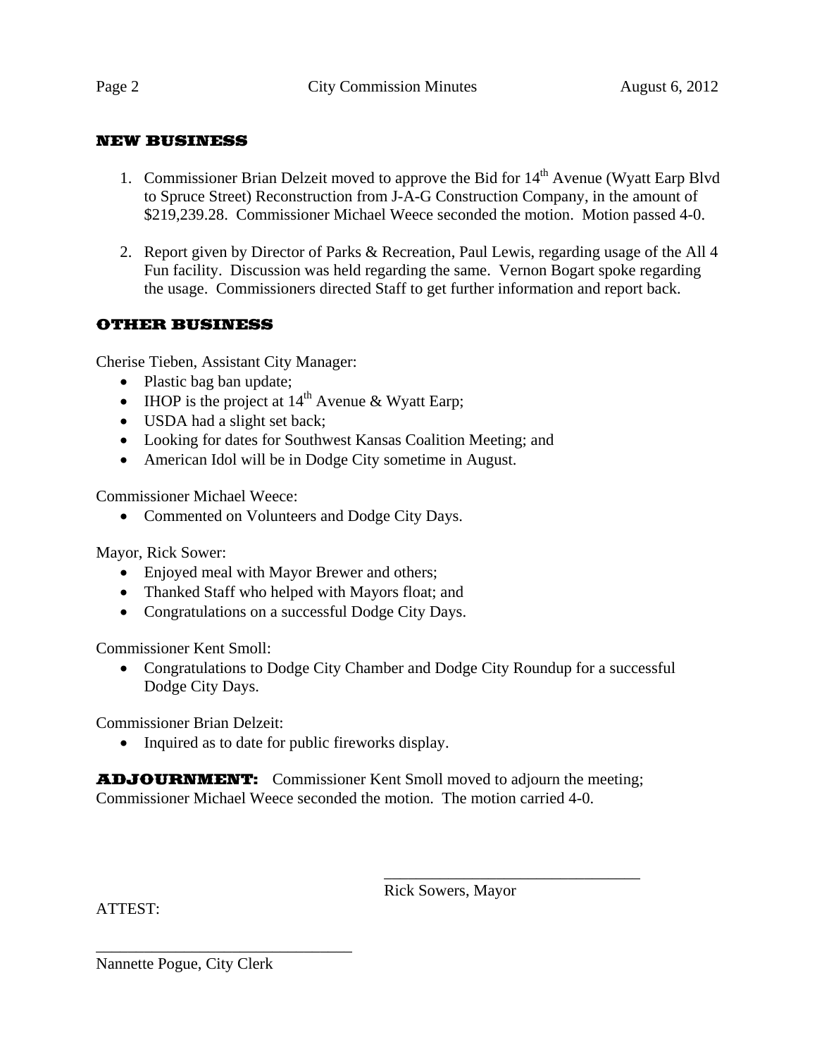## NEW BUSINESS

1. Commissioner Brian Delzeit moved to approve the Bid for 14th Avenue (Wyatt Earp Blvd to Spruce Street) Reconstruction from J-A-G Construction Company, in the amount of $219,239.28. Commissioner Michael Weece seconded the motion. Motion passed 4-0.

2. Report given by Director of Parks & Recreation, Paul Lewis, regarding usage of the All 4 Fun facility. Discussion was held regarding the same. Vernon Bogart spoke regarding the usage. Commissioners directed Staff to get further information and report back.

## OTHER BUSINESS

Cherise Tieben, Assistant City Manager:

- Plastic bag ban update;
- IHOP is the project at 14th Avenue & Wyatt Earp;
- USDA had a slight set back;
- Looking for dates for Southwest Kansas Coalition Meeting; and
- American Idol will be in Dodge City sometime in August.

Commissioner Michael Weece:

- Commented on Volunteers and Dodge City Days.

Mayor, Rick Sower:

- Enjoyed meal with Mayor Brewer and others;
- Thanked Staff who helped with Mayors float; and
- Congratulations on a successful Dodge City Days.

Commissioner Kent Smoll:

- Congratulations to Dodge City Chamber and Dodge City Roundup for a successful Dodge City Days.

Commissioner Brian Delzeit:

- Inquired as to date for public fireworks display.

**ADJOURNMENT:** Commissioner Kent Smoll moved to adjourn the meeting; Commissioner Michael Weece seconded the motion. The motion carried 4-0.

\_\_\_\_\_\_\_\_\_\_\_\_\_\_\_\_\_\_\_\_\_\_\_\_\_\_\_\_\_\_\_\_
Rick Sowers, Mayor

ATTEST:

\_\_\_\_\_\_\_\_\_\_\_\_\_\_\_\_\_\_\_\_\_\_\_\_\_\_\_\_\_\_\_\_
Nannette Pogue, City Clerk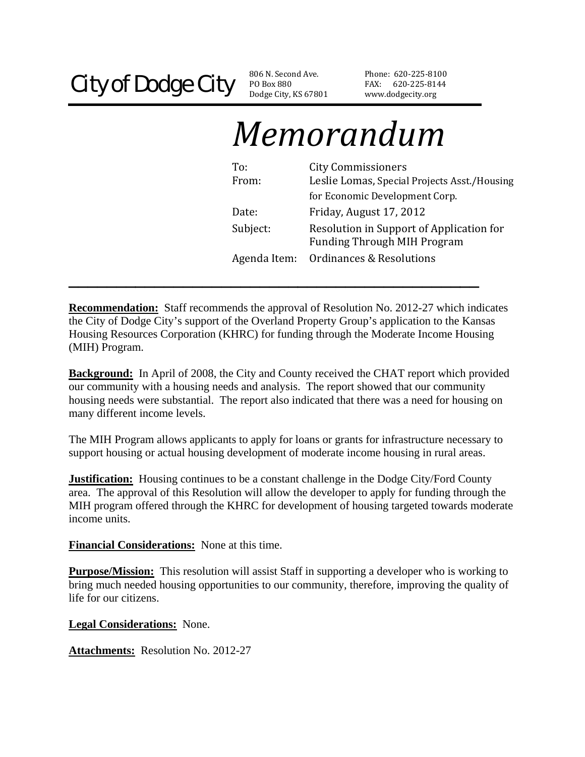# City of Dodge City

806 N. Second Ave.
PO Box 880
Dodge City, KS 67801

Phone: 620-225-8100
FAX: 620-225-8144
www.dodgecity.org

# *Memorandum*

| | |
|---|---|
| To: | City Commissioners |
| From: | Leslie Lomas, Special Projects Asst./Housing for Economic Development Corp. |
| Date: | Friday, August 17, 2012 |
| Subject: | Resolution in Support of Application for Funding Through MIH Program |
| Agenda Item: | Ordinances & Resolutions |

---

**Recommendation:** Staff recommends the approval of Resolution No. 2012-27 which indicates the City of Dodge City's support of the Overland Property Group's application to the Kansas Housing Resources Corporation (KHRC) for funding through the Moderate Income Housing (MIH) Program.

**Background:** In April of 2008, the City and County received the CHAT report which provided our community with a housing needs and analysis. The report showed that our community housing needs were substantial. The report also indicated that there was a need for housing on many different income levels.

The MIH Program allows applicants to apply for loans or grants for infrastructure necessary to support housing or actual housing development of moderate income housing in rural areas.

**Justification:** Housing continues to be a constant challenge in the Dodge City/Ford County area. The approval of this Resolution will allow the developer to apply for funding through the MIH program offered through the KHRC for development of housing targeted towards moderate income units.

**Financial Considerations:** None at this time.

**Purpose/Mission:** This resolution will assist Staff in supporting a developer who is working to bring much needed housing opportunities to our community, therefore, improving the quality of life for our citizens.

**Legal Considerations:** None.

**Attachments:** Resolution No. 2012-27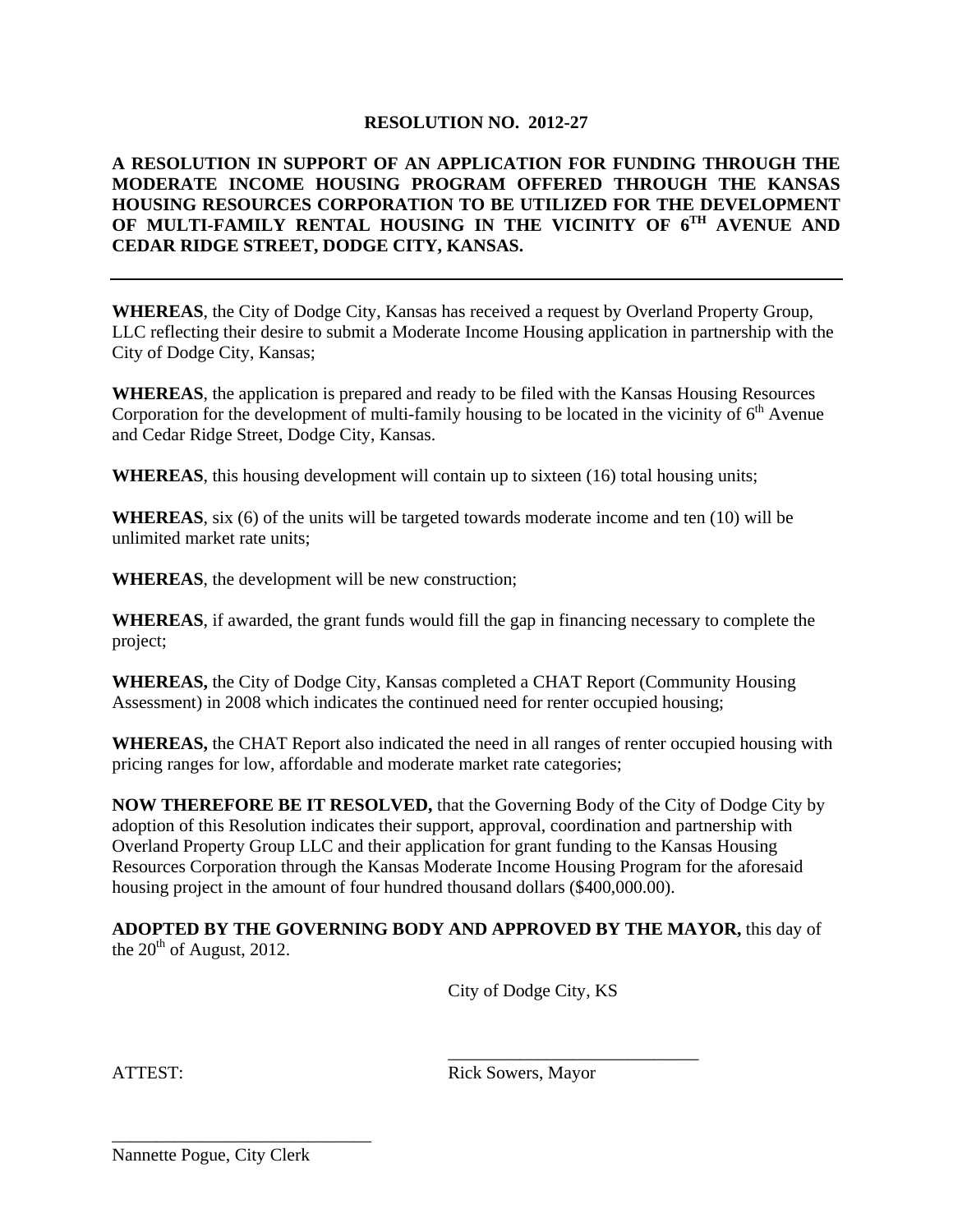# RESOLUTION NO. 2012-27

**A RESOLUTION IN SUPPORT OF AN APPLICATION FOR FUNDING THROUGH THE MODERATE INCOME HOUSING PROGRAM OFFERED THROUGH THE KANSAS HOUSING RESOURCES CORPORATION TO BE UTILIZED FOR THE DEVELOPMENT OF MULTI-FAMILY RENTAL HOUSING IN THE VICINITY OF 6TH AVENUE AND CEDAR RIDGE STREET, DODGE CITY, KANSAS.**

---

**WHEREAS**, the City of Dodge City, Kansas has received a request by Overland Property Group, LLC reflecting their desire to submit a Moderate Income Housing application in partnership with the City of Dodge City, Kansas;

**WHEREAS**, the application is prepared and ready to be filed with the Kansas Housing Resources Corporation for the development of multi-family housing to be located in the vicinity of 6th Avenue and Cedar Ridge Street, Dodge City, Kansas.

**WHEREAS**, this housing development will contain up to sixteen (16) total housing units;

**WHEREAS**, six (6) of the units will be targeted towards moderate income and ten (10) will be unlimited market rate units;

**WHEREAS**, the development will be new construction;

**WHEREAS**, if awarded, the grant funds would fill the gap in financing necessary to complete the project;

**WHEREAS,** the City of Dodge City, Kansas completed a CHAT Report (Community Housing Assessment) in 2008 which indicates the continued need for renter occupied housing;

**WHEREAS,** the CHAT Report also indicated the need in all ranges of renter occupied housing with pricing ranges for low, affordable and moderate market rate categories;

**NOW THEREFORE BE IT RESOLVED,** that the Governing Body of the City of Dodge City by adoption of this Resolution indicates their support, approval, coordination and partnership with Overland Property Group LLC and their application for grant funding to the Kansas Housing Resources Corporation through the Kansas Moderate Income Housing Program for the aforesaid housing project in the amount of four hundred thousand dollars ($400,000.00).

**ADOPTED BY THE GOVERNING BODY AND APPROVED BY THE MAYOR,** this day of the 20th of August, 2012.

City of Dodge City, KS

ATTEST:

\_\_\_\_\_\_\_\_\_\_\_\_\_\_\_\_\_\_\_\_\_\_\_\_\_\_\_\_
Rick Sowers, Mayor

\_\_\_\_\_\_\_\_\_\_\_\_\_\_\_\_\_\_\_\_\_\_\_\_\_\_\_\_
Nannette Pogue, City Clerk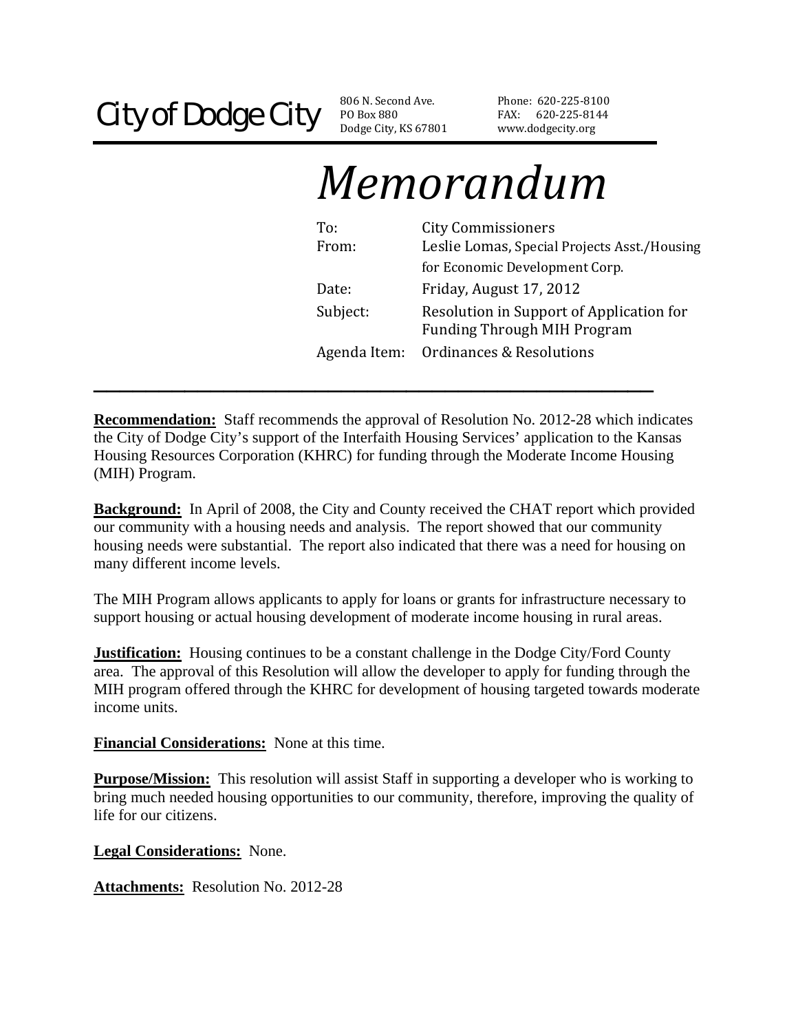City of Dodge City

806 N. Second Ave.
PO Box 880
Dodge City, KS 67801

Phone: 620-225-8100
FAX: 620-225-8144
www.dodgecity.org

# *Memorandum*

| | |
|---|---|
| To: | City Commissioners |
| From: | Leslie Lomas, Special Projects Asst./Housing for Economic Development Corp. |
| Date: | Friday, August 17, 2012 |
| Subject: | Resolution in Support of Application for Funding Through MIH Program |
| Agenda Item: | Ordinances & Resolutions |

**Recommendation:** Staff recommends the approval of Resolution No. 2012-28 which indicates the City of Dodge City's support of the Interfaith Housing Services' application to the Kansas Housing Resources Corporation (KHRC) for funding through the Moderate Income Housing (MIH) Program.

**Background:** In April of 2008, the City and County received the CHAT report which provided our community with a housing needs and analysis. The report showed that our community housing needs were substantial. The report also indicated that there was a need for housing on many different income levels.

The MIH Program allows applicants to apply for loans or grants for infrastructure necessary to support housing or actual housing development of moderate income housing in rural areas.

**Justification:** Housing continues to be a constant challenge in the Dodge City/Ford County area. The approval of this Resolution will allow the developer to apply for funding through the MIH program offered through the KHRC for development of housing targeted towards moderate income units.

**Financial Considerations:** None at this time.

**Purpose/Mission:** This resolution will assist Staff in supporting a developer who is working to bring much needed housing opportunities to our community, therefore, improving the quality of life for our citizens.

**Legal Considerations:** None.

**Attachments:** Resolution No. 2012-28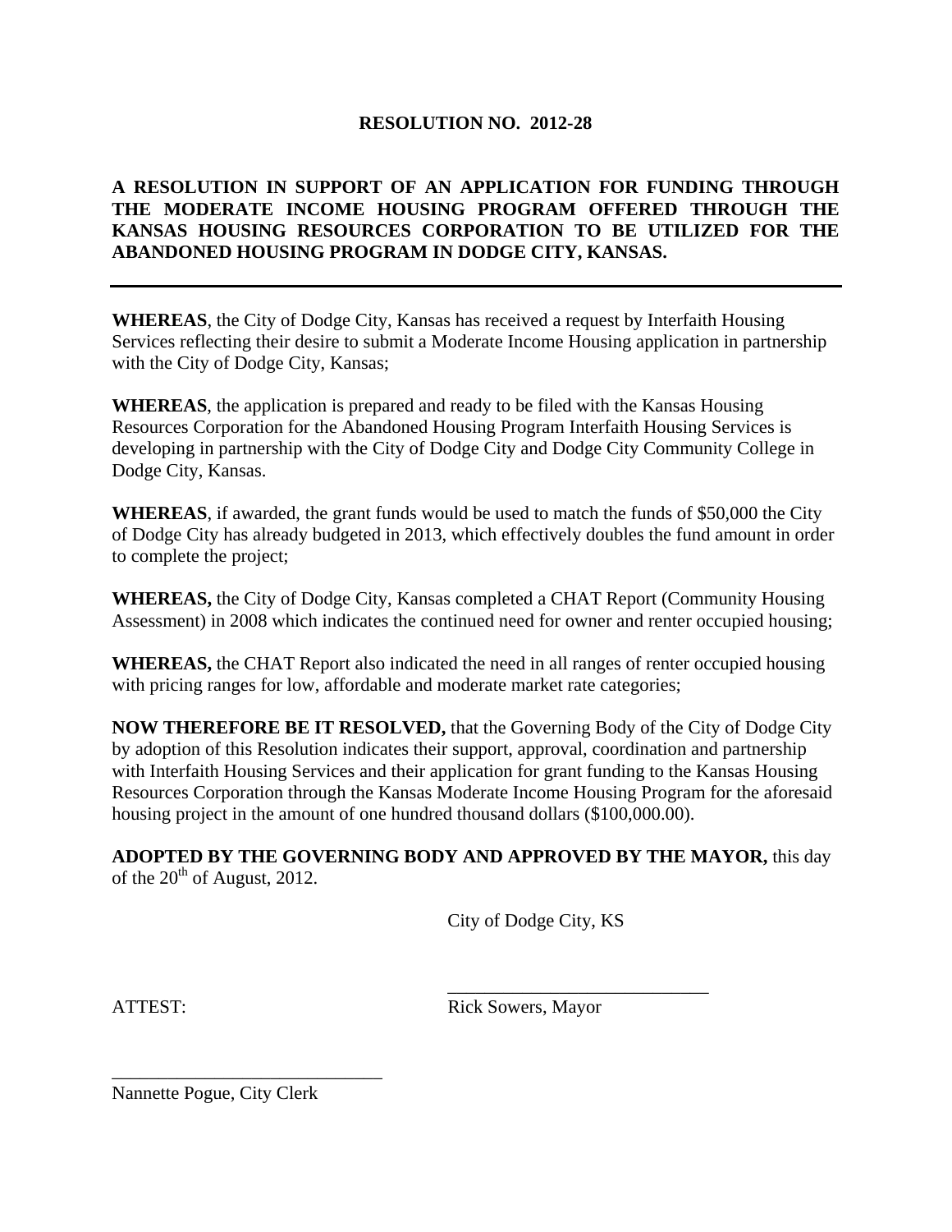# RESOLUTION NO. 2012-28

**A RESOLUTION IN SUPPORT OF AN APPLICATION FOR FUNDING THROUGH THE MODERATE INCOME HOUSING PROGRAM OFFERED THROUGH THE KANSAS HOUSING RESOURCES CORPORATION TO BE UTILIZED FOR THE ABANDONED HOUSING PROGRAM IN DODGE CITY, KANSAS.**

---

**WHEREAS**, the City of Dodge City, Kansas has received a request by Interfaith Housing Services reflecting their desire to submit a Moderate Income Housing application in partnership with the City of Dodge City, Kansas;

**WHEREAS**, the application is prepared and ready to be filed with the Kansas Housing Resources Corporation for the Abandoned Housing Program Interfaith Housing Services is developing in partnership with the City of Dodge City and Dodge City Community College in Dodge City, Kansas.

**WHEREAS**, if awarded, the grant funds would be used to match the funds of $50,000 the City of Dodge City has already budgeted in 2013, which effectively doubles the fund amount in order to complete the project;

**WHEREAS,** the City of Dodge City, Kansas completed a CHAT Report (Community Housing Assessment) in 2008 which indicates the continued need for owner and renter occupied housing;

**WHEREAS,** the CHAT Report also indicated the need in all ranges of renter occupied housing with pricing ranges for low, affordable and moderate market rate categories;

**NOW THEREFORE BE IT RESOLVED,** that the Governing Body of the City of Dodge City by adoption of this Resolution indicates their support, approval, coordination and partnership with Interfaith Housing Services and their application for grant funding to the Kansas Housing Resources Corporation through the Kansas Moderate Income Housing Program for the aforesaid housing project in the amount of one hundred thousand dollars ($100,000.00).

**ADOPTED BY THE GOVERNING BODY AND APPROVED BY THE MAYOR,** this day of the 20th of August, 2012.

City of Dodge City, KS

\_\_\_\_\_\_\_\_\_\_\_\_\_\_\_\_\_\_\_\_\_\_\_\_\_\_\_\_\_\_

ATTEST: Rick Sowers, Mayor

\_\_\_\_\_\_\_\_\_\_\_\_\_\_\_\_\_\_\_\_\_\_\_\_\_\_\_\_\_\_

Nannette Pogue, City Clerk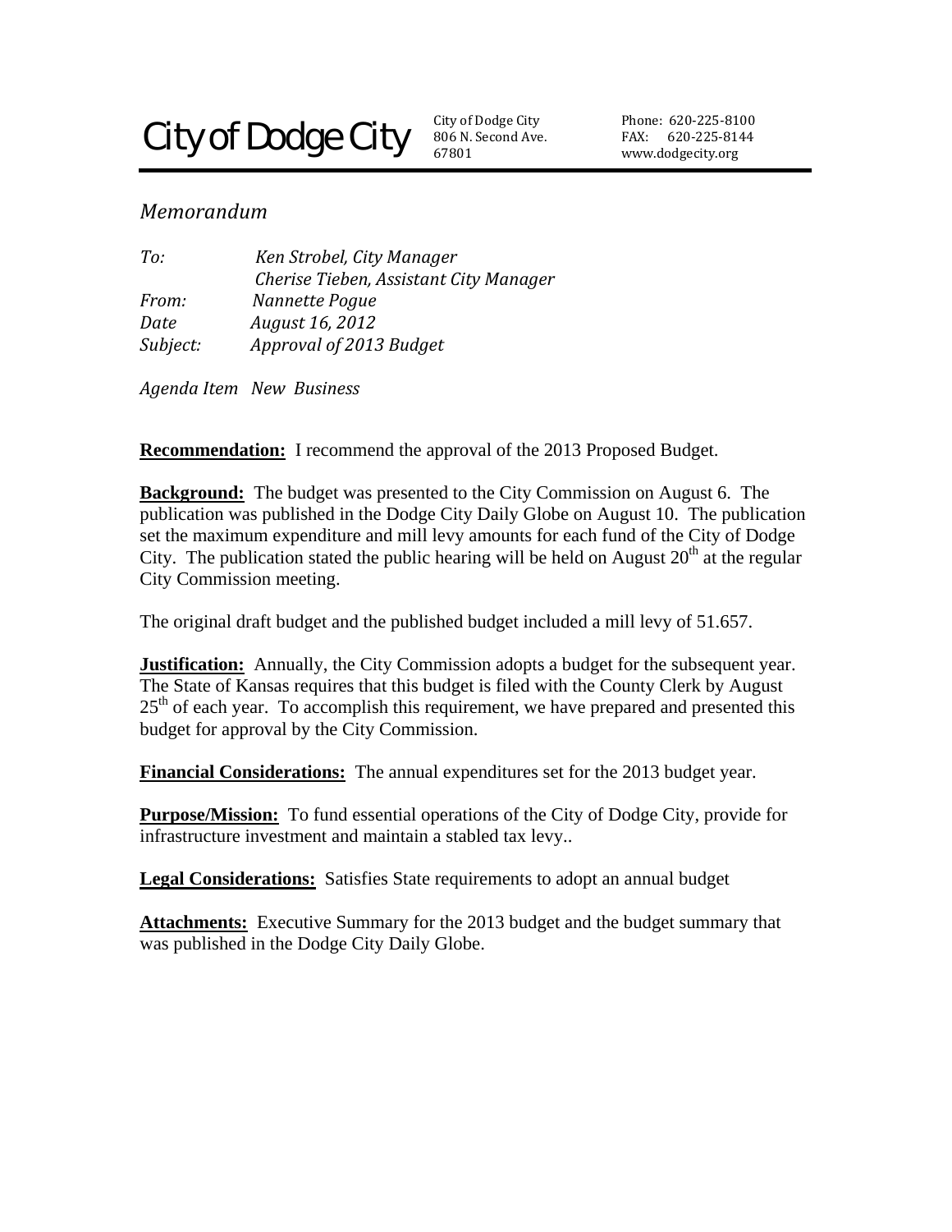# City of Dodge City

City of Dodge City
806 N. Second Ave.
67801

Phone: 620-225-8100
FAX: 620-225-8144
www.dodgecity.org

## *Memorandum*

*To:* *Ken Strobel, City Manager*
*Cherise Tieben, Assistant City Manager*
*From:* *Nannette Pogue*
*Date* *August 16, 2012*
*Subject:* *Approval of 2013 Budget*

*Agenda Item New Business*

**Recommendation:** I recommend the approval of the 2013 Proposed Budget.

**Background:** The budget was presented to the City Commission on August 6. The publication was published in the Dodge City Daily Globe on August 10. The publication set the maximum expenditure and mill levy amounts for each fund of the City of Dodge City. The publication stated the public hearing will be held on August 20th at the regular City Commission meeting.

The original draft budget and the published budget included a mill levy of 51.657.

**Justification:** Annually, the City Commission adopts a budget for the subsequent year. The State of Kansas requires that this budget is filed with the County Clerk by August 25th of each year. To accomplish this requirement, we have prepared and presented this budget for approval by the City Commission.

**Financial Considerations:** The annual expenditures set for the 2013 budget year.

**Purpose/Mission:** To fund essential operations of the City of Dodge City, provide for infrastructure investment and maintain a stabled tax levy..

**Legal Considerations:** Satisfies State requirements to adopt an annual budget

**Attachments:** Executive Summary for the 2013 budget and the budget summary that was published in the Dodge City Daily Globe.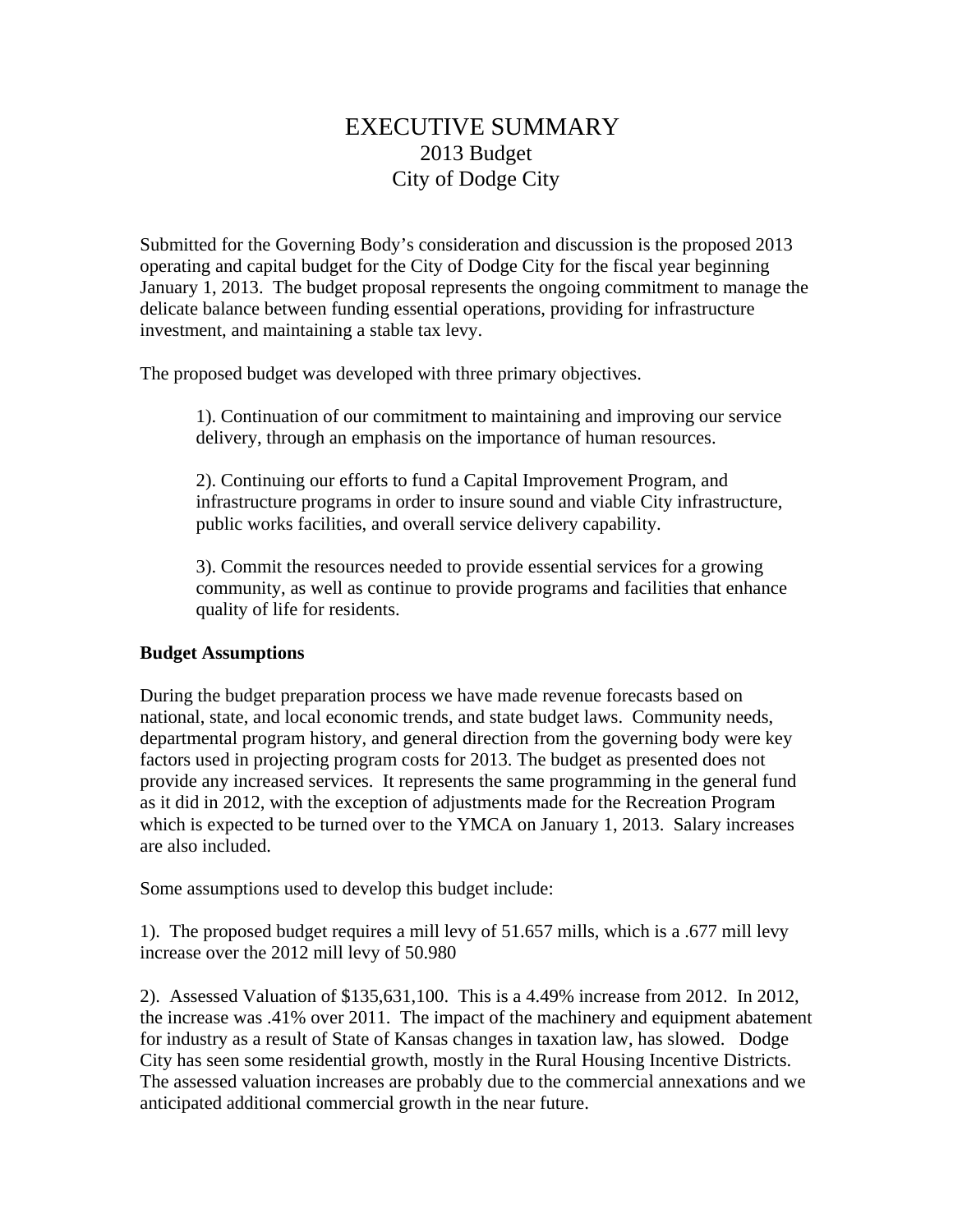# EXECUTIVE SUMMARY

## 2013 Budget
## City of Dodge City

Submitted for the Governing Body's consideration and discussion is the proposed 2013 operating and capital budget for the City of Dodge City for the fiscal year beginning January 1, 2013. The budget proposal represents the ongoing commitment to manage the delicate balance between funding essential operations, providing for infrastructure investment, and maintaining a stable tax levy.

The proposed budget was developed with three primary objectives.

> 1). Continuation of our commitment to maintaining and improving our service delivery, through an emphasis on the importance of human resources.
>
> 2). Continuing our efforts to fund a Capital Improvement Program, and infrastructure programs in order to insure sound and viable City infrastructure, public works facilities, and overall service delivery capability.
>
> 3). Commit the resources needed to provide essential services for a growing community, as well as continue to provide programs and facilities that enhance quality of life for residents.

**Budget Assumptions**

During the budget preparation process we have made revenue forecasts based on national, state, and local economic trends, and state budget laws. Community needs, departmental program history, and general direction from the governing body were key factors used in projecting program costs for 2013. The budget as presented does not provide any increased services. It represents the same programming in the general fund as it did in 2012, with the exception of adjustments made for the Recreation Program which is expected to be turned over to the YMCA on January 1, 2013. Salary increases are also included.

Some assumptions used to develop this budget include:

1). The proposed budget requires a mill levy of 51.657 mills, which is a .677 mill levy increase over the 2012 mill levy of 50.980

2). Assessed Valuation of $135,631,100. This is a 4.49% increase from 2012. In 2012, the increase was .41% over 2011. The impact of the machinery and equipment abatement for industry as a result of State of Kansas changes in taxation law, has slowed. Dodge City has seen some residential growth, mostly in the Rural Housing Incentive Districts. The assessed valuation increases are probably due to the commercial annexations and we anticipated additional commercial growth in the near future.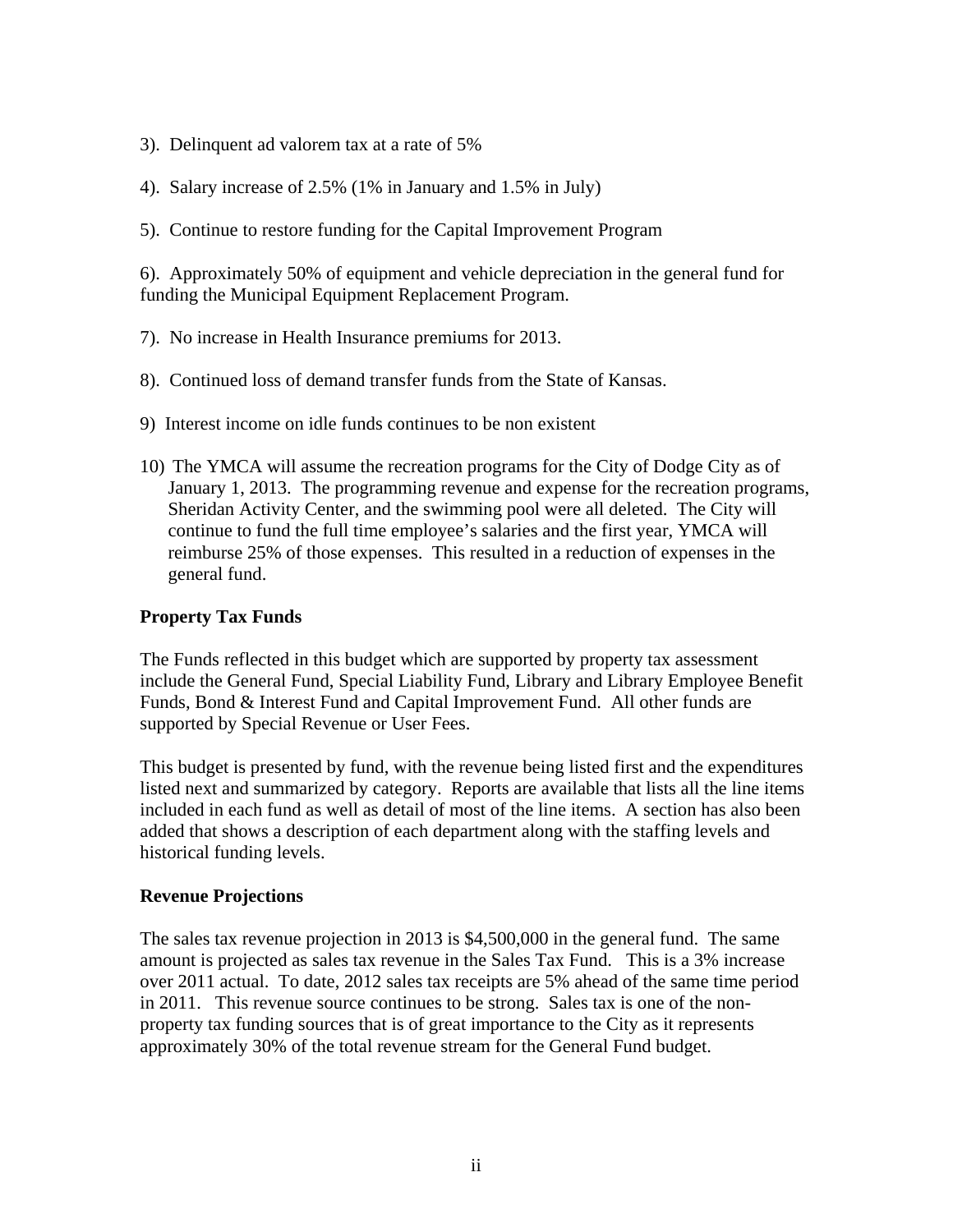3). Delinquent ad valorem tax at a rate of 5%

4). Salary increase of 2.5% (1% in January and 1.5% in July)

5). Continue to restore funding for the Capital Improvement Program

6). Approximately 50% of equipment and vehicle depreciation in the general fund for funding the Municipal Equipment Replacement Program.

7). No increase in Health Insurance premiums for 2013.

8). Continued loss of demand transfer funds from the State of Kansas.

9) Interest income on idle funds continues to be non existent

10) The YMCA will assume the recreation programs for the City of Dodge City as of January 1, 2013. The programming revenue and expense for the recreation programs, Sheridan Activity Center, and the swimming pool were all deleted. The City will continue to fund the full time employee's salaries and the first year, YMCA will reimburse 25% of those expenses. This resulted in a reduction of expenses in the general fund.

**Property Tax Funds**

The Funds reflected in this budget which are supported by property tax assessment include the General Fund, Special Liability Fund, Library and Library Employee Benefit Funds, Bond & Interest Fund and Capital Improvement Fund. All other funds are supported by Special Revenue or User Fees.

This budget is presented by fund, with the revenue being listed first and the expenditures listed next and summarized by category. Reports are available that lists all the line items included in each fund as well as detail of most of the line items. A section has also been added that shows a description of each department along with the staffing levels and historical funding levels.

**Revenue Projections**

The sales tax revenue projection in 2013 is $4,500,000 in the general fund. The same amount is projected as sales tax revenue in the Sales Tax Fund. This is a 3% increase over 2011 actual. To date, 2012 sales tax receipts are 5% ahead of the same time period in 2011. This revenue source continues to be strong. Sales tax is one of the non-property tax funding sources that is of great importance to the City as it represents approximately 30% of the total revenue stream for the General Fund budget.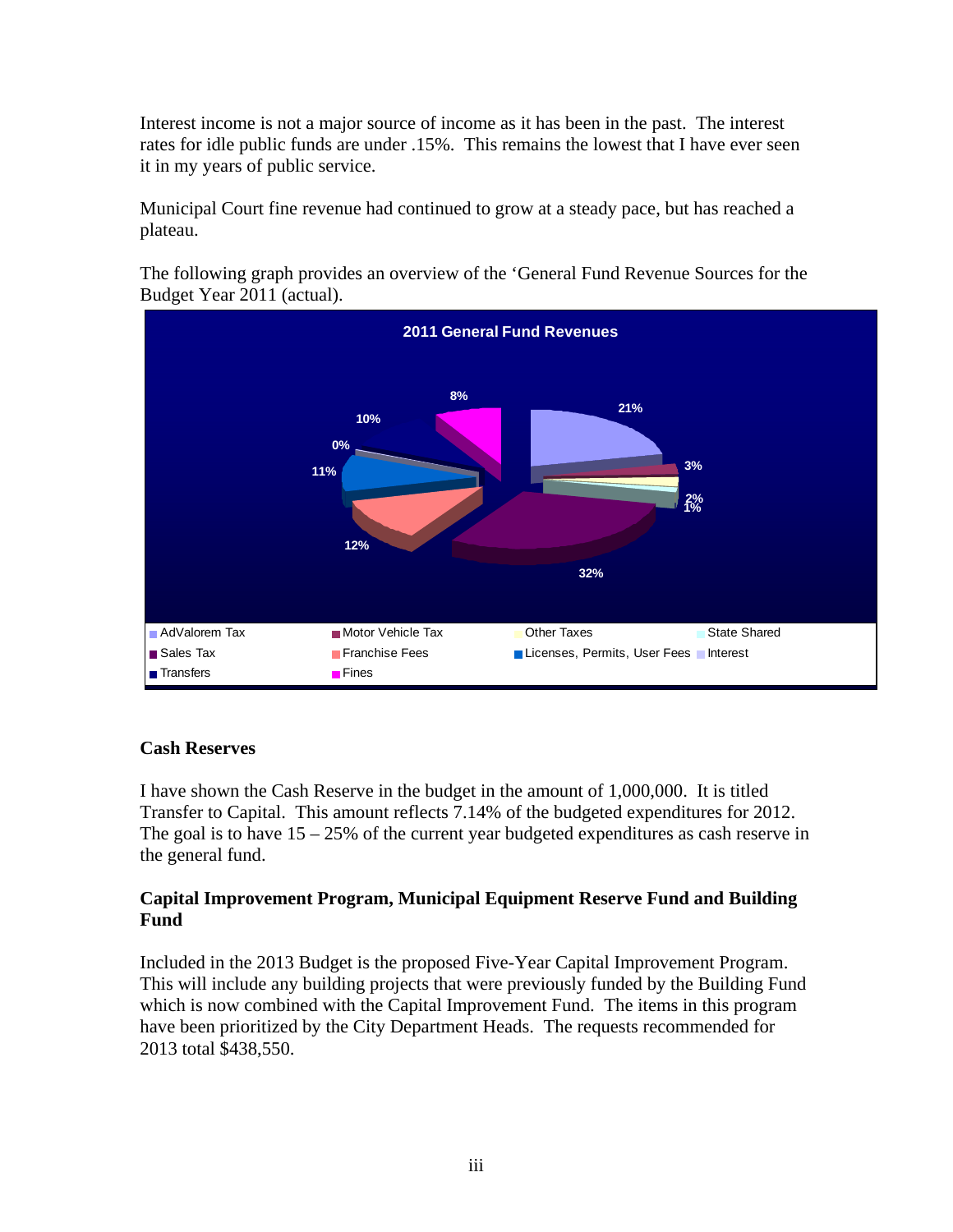Interest income is not a major source of income as it has been in the past. The interest rates for idle public funds are under .15%. This remains the lowest that I have ever seen it in my years of public service.

Municipal Court fine revenue had continued to grow at a steady pace, but has reached a plateau.

The following graph provides an overview of the 'General Fund Revenue Sources for the Budget Year 2011 (actual).

**2011 General Fund Revenues**

| Source | Percent |
|---|---|
| AdValorem Tax | 21% |
| Motor Vehicle Tax | 3% |
| Other Taxes | 2% |
| State Shared | 1% |
| Sales Tax | 32% |
| Franchise Fees | 12% |
| Licenses, Permits, User Fees | 11% |
| Interest | 0% |
| Transfers | 10% |
| Fines | 8% |

### Cash Reserves

I have shown the Cash Reserve in the budget in the amount of 1,000,000. It is titled Transfer to Capital. This amount reflects 7.14% of the budgeted expenditures for 2012. The goal is to have 15 – 25% of the current year budgeted expenditures as cash reserve in the general fund.

### Capital Improvement Program, Municipal Equipment Reserve Fund and Building Fund

Included in the 2013 Budget is the proposed Five-Year Capital Improvement Program. This will include any building projects that were previously funded by the Building Fund which is now combined with the Capital Improvement Fund. The items in this program have been prioritized by the City Department Heads. The requests recommended for 2013 total $438,550.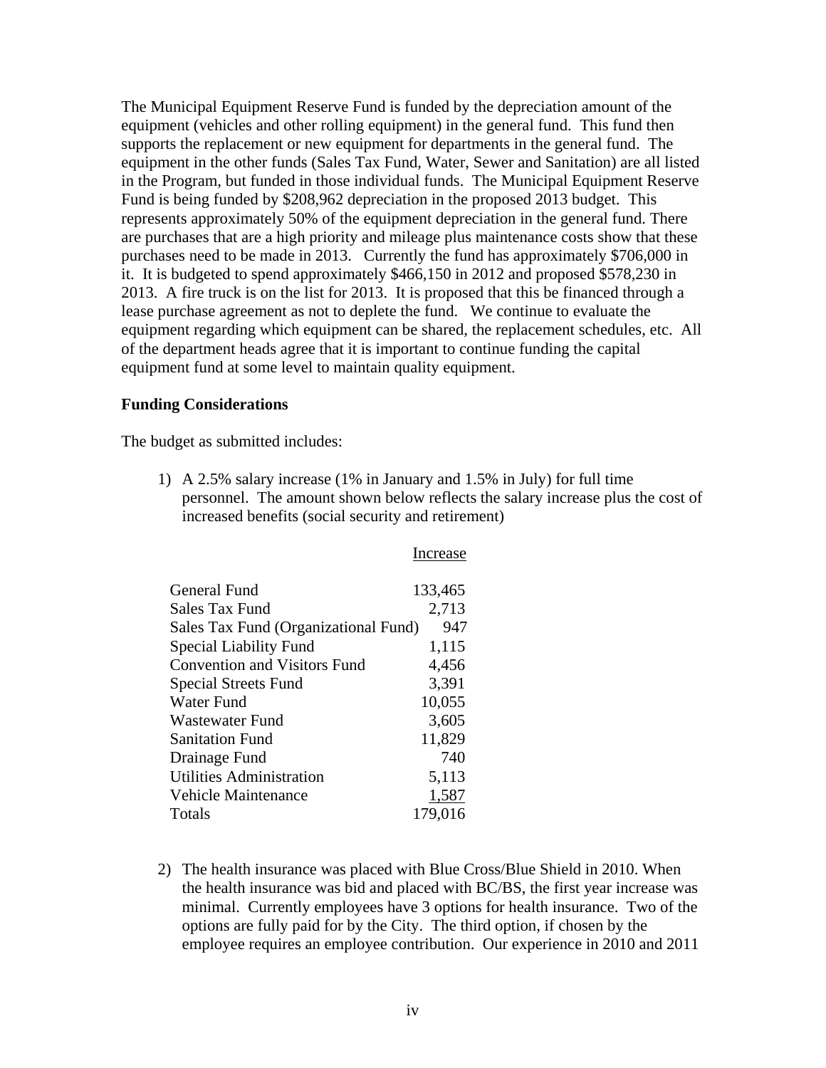The Municipal Equipment Reserve Fund is funded by the depreciation amount of the equipment (vehicles and other rolling equipment) in the general fund. This fund then supports the replacement or new equipment for departments in the general fund. The equipment in the other funds (Sales Tax Fund, Water, Sewer and Sanitation) are all listed in the Program, but funded in those individual funds. The Municipal Equipment Reserve Fund is being funded by $208,962 depreciation in the proposed 2013 budget. This represents approximately 50% of the equipment depreciation in the general fund. There are purchases that are a high priority and mileage plus maintenance costs show that these purchases need to be made in 2013. Currently the fund has approximately $706,000 in it. It is budgeted to spend approximately $466,150 in 2012 and proposed $578,230 in 2013. A fire truck is on the list for 2013. It is proposed that this be financed through a lease purchase agreement as not to deplete the fund. We continue to evaluate the equipment regarding which equipment can be shared, the replacement schedules, etc. All of the department heads agree that it is important to continue funding the capital equipment fund at some level to maintain quality equipment.

**Funding Considerations**

The budget as submitted includes:

1) A 2.5% salary increase (1% in January and 1.5% in July) for full time personnel. The amount shown below reflects the salary increase plus the cost of increased benefits (social security and retirement)

| | Increase |
|---|---:|
| General Fund | 133,465 |
| Sales Tax Fund | 2,713 |
| Sales Tax Fund (Organizational Fund) | 947 |
| Special Liability Fund | 1,115 |
| Convention and Visitors Fund | 4,456 |
| Special Streets Fund | 3,391 |
| Water Fund | 10,055 |
| Wastewater Fund | 3,605 |
| Sanitation Fund | 11,829 |
| Drainage Fund | 740 |
| Utilities Administration | 5,113 |
| Vehicle Maintenance | 1,587 |
| Totals | 179,016 |

2) The health insurance was placed with Blue Cross/Blue Shield in 2010. When the health insurance was bid and placed with BC/BS, the first year increase was minimal. Currently employees have 3 options for health insurance. Two of the options are fully paid for by the City. The third option, if chosen by the employee requires an employee contribution. Our experience in 2010 and 2011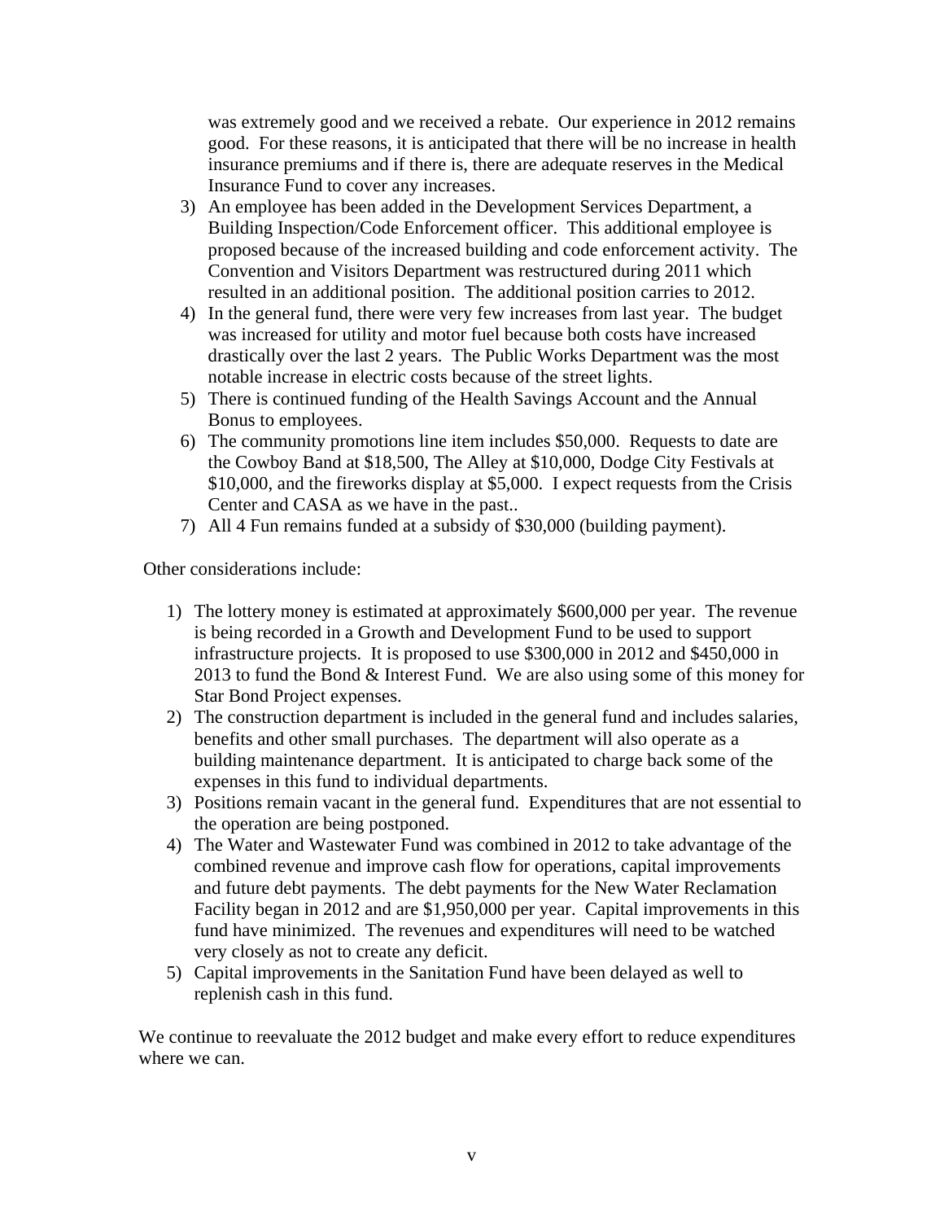was extremely good and we received a rebate. Our experience in 2012 remains good. For these reasons, it is anticipated that there will be no increase in health insurance premiums and if there is, there are adequate reserves in the Medical Insurance Fund to cover any increases.

3) An employee has been added in the Development Services Department, a Building Inspection/Code Enforcement officer. This additional employee is proposed because of the increased building and code enforcement activity. The Convention and Visitors Department was restructured during 2011 which resulted in an additional position. The additional position carries to 2012.
4) In the general fund, there were very few increases from last year. The budget was increased for utility and motor fuel because both costs have increased drastically over the last 2 years. The Public Works Department was the most notable increase in electric costs because of the street lights.
5) There is continued funding of the Health Savings Account and the Annual Bonus to employees.
6) The community promotions line item includes $50,000. Requests to date are the Cowboy Band at $18,500, The Alley at $10,000, Dodge City Festivals at $10,000, and the fireworks display at $5,000. I expect requests from the Crisis Center and CASA as we have in the past..
7) All 4 Fun remains funded at a subsidy of $30,000 (building payment).

Other considerations include:

1) The lottery money is estimated at approximately $600,000 per year. The revenue is being recorded in a Growth and Development Fund to be used to support infrastructure projects. It is proposed to use $300,000 in 2012 and $450,000 in 2013 to fund the Bond & Interest Fund. We are also using some of this money for Star Bond Project expenses.
2) The construction department is included in the general fund and includes salaries, benefits and other small purchases. The department will also operate as a building maintenance department. It is anticipated to charge back some of the expenses in this fund to individual departments.
3) Positions remain vacant in the general fund. Expenditures that are not essential to the operation are being postponed.
4) The Water and Wastewater Fund was combined in 2012 to take advantage of the combined revenue and improve cash flow for operations, capital improvements and future debt payments. The debt payments for the New Water Reclamation Facility began in 2012 and are $1,950,000 per year. Capital improvements in this fund have minimized. The revenues and expenditures will need to be watched very closely as not to create any deficit.
5) Capital improvements in the Sanitation Fund have been delayed as well to replenish cash in this fund.

We continue to reevaluate the 2012 budget and make every effort to reduce expenditures where we can.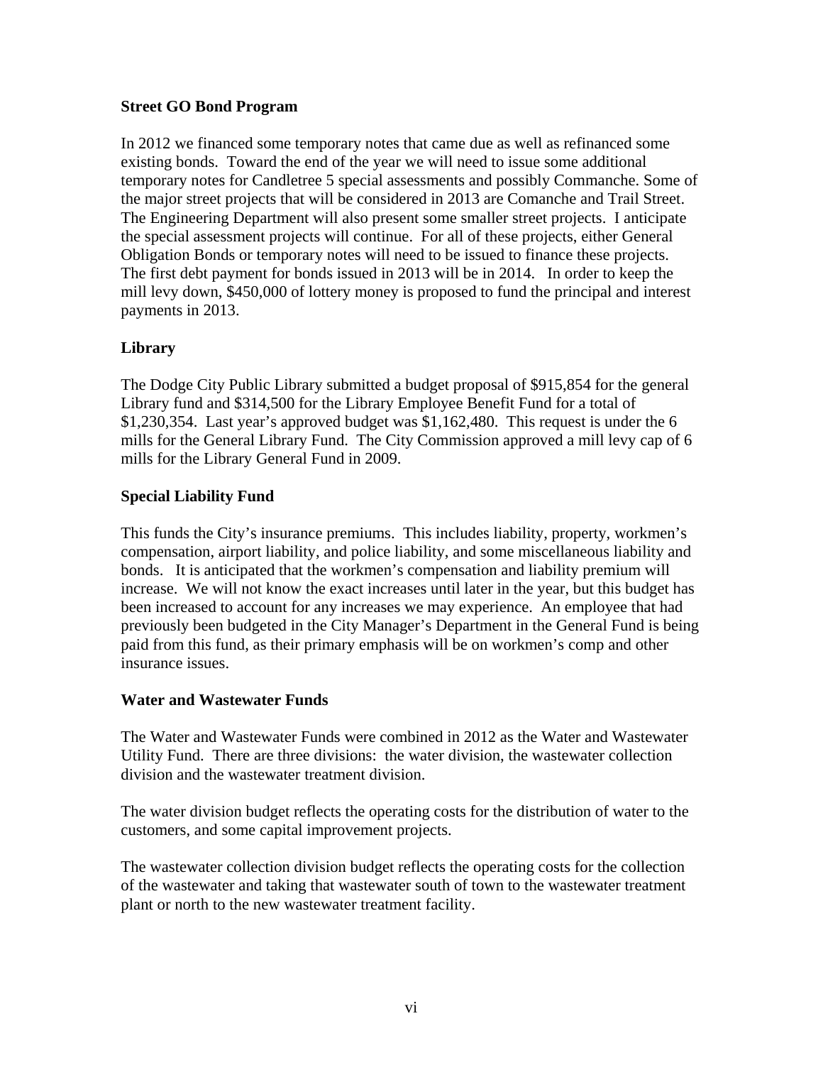**Street GO Bond Program**

In 2012 we financed some temporary notes that came due as well as refinanced some existing bonds. Toward the end of the year we will need to issue some additional temporary notes for Candletree 5 special assessments and possibly Commanche. Some of the major street projects that will be considered in 2013 are Comanche and Trail Street. The Engineering Department will also present some smaller street projects. I anticipate the special assessment projects will continue. For all of these projects, either General Obligation Bonds or temporary notes will need to be issued to finance these projects. The first debt payment for bonds issued in 2013 will be in 2014. In order to keep the mill levy down, $450,000 of lottery money is proposed to fund the principal and interest payments in 2013.

**Library**

The Dodge City Public Library submitted a budget proposal of $915,854 for the general Library fund and $314,500 for the Library Employee Benefit Fund for a total of $1,230,354. Last year's approved budget was $1,162,480. This request is under the 6 mills for the General Library Fund. The City Commission approved a mill levy cap of 6 mills for the Library General Fund in 2009.

**Special Liability Fund**

This funds the City's insurance premiums. This includes liability, property, workmen's compensation, airport liability, and police liability, and some miscellaneous liability and bonds. It is anticipated that the workmen's compensation and liability premium will increase. We will not know the exact increases until later in the year, but this budget has been increased to account for any increases we may experience. An employee that had previously been budgeted in the City Manager's Department in the General Fund is being paid from this fund, as their primary emphasis will be on workmen's comp and other insurance issues.

**Water and Wastewater Funds**

The Water and Wastewater Funds were combined in 2012 as the Water and Wastewater Utility Fund. There are three divisions: the water division, the wastewater collection division and the wastewater treatment division.

The water division budget reflects the operating costs for the distribution of water to the customers, and some capital improvement projects.

The wastewater collection division budget reflects the operating costs for the collection of the wastewater and taking that wastewater south of town to the wastewater treatment plant or north to the new wastewater treatment facility.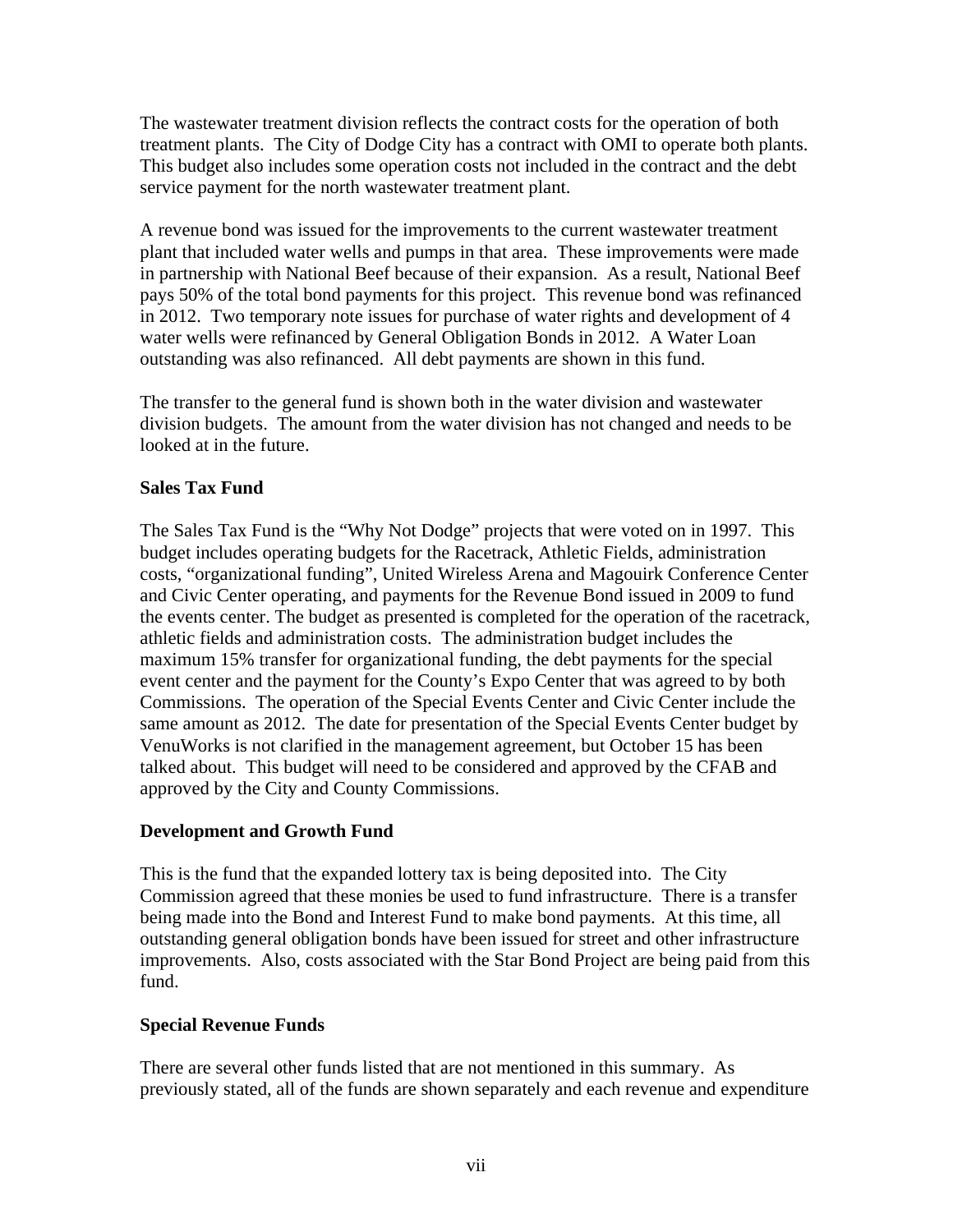The wastewater treatment division reflects the contract costs for the operation of both treatment plants. The City of Dodge City has a contract with OMI to operate both plants. This budget also includes some operation costs not included in the contract and the debt service payment for the north wastewater treatment plant.

A revenue bond was issued for the improvements to the current wastewater treatment plant that included water wells and pumps in that area. These improvements were made in partnership with National Beef because of their expansion. As a result, National Beef pays 50% of the total bond payments for this project. This revenue bond was refinanced in 2012. Two temporary note issues for purchase of water rights and development of 4 water wells were refinanced by General Obligation Bonds in 2012. A Water Loan outstanding was also refinanced. All debt payments are shown in this fund.

The transfer to the general fund is shown both in the water division and wastewater division budgets. The amount from the water division has not changed and needs to be looked at in the future.

**Sales Tax Fund**

The Sales Tax Fund is the "Why Not Dodge" projects that were voted on in 1997. This budget includes operating budgets for the Racetrack, Athletic Fields, administration costs, "organizational funding", United Wireless Arena and Magouirk Conference Center and Civic Center operating, and payments for the Revenue Bond issued in 2009 to fund the events center. The budget as presented is completed for the operation of the racetrack, athletic fields and administration costs. The administration budget includes the maximum 15% transfer for organizational funding, the debt payments for the special event center and the payment for the County's Expo Center that was agreed to by both Commissions. The operation of the Special Events Center and Civic Center include the same amount as 2012. The date for presentation of the Special Events Center budget by VenuWorks is not clarified in the management agreement, but October 15 has been talked about. This budget will need to be considered and approved by the CFAB and approved by the City and County Commissions.

**Development and Growth Fund**

This is the fund that the expanded lottery tax is being deposited into. The City Commission agreed that these monies be used to fund infrastructure. There is a transfer being made into the Bond and Interest Fund to make bond payments. At this time, all outstanding general obligation bonds have been issued for street and other infrastructure improvements. Also, costs associated with the Star Bond Project are being paid from this fund.

**Special Revenue Funds**

There are several other funds listed that are not mentioned in this summary. As previously stated, all of the funds are shown separately and each revenue and expenditure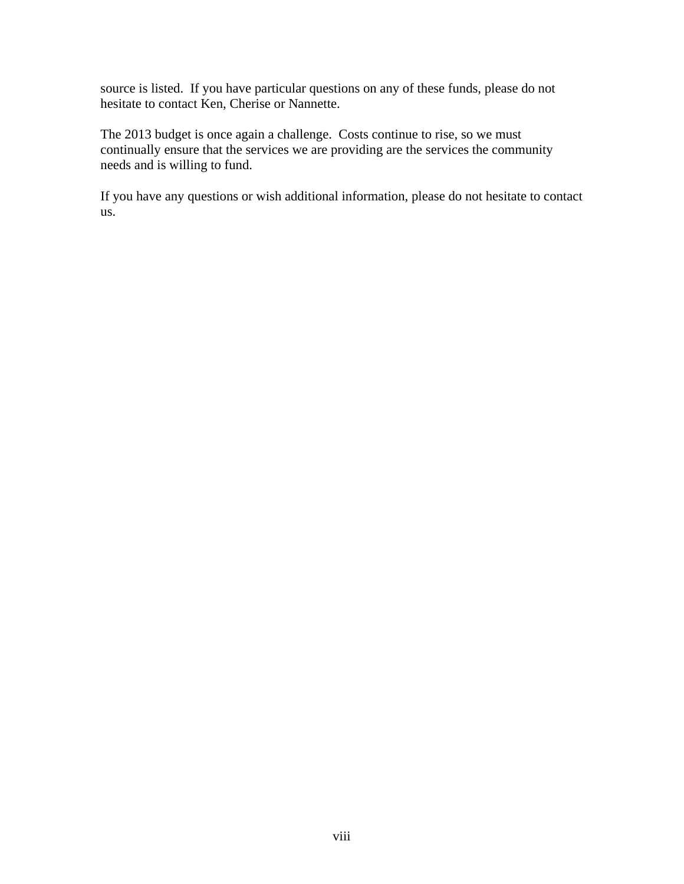source is listed. If you have particular questions on any of these funds, please do not hesitate to contact Ken, Cherise or Nannette.

The 2013 budget is once again a challenge. Costs continue to rise, so we must continually ensure that the services we are providing are the services the community needs and is willing to fund.

If you have any questions or wish additional information, please do not hesitate to contact us.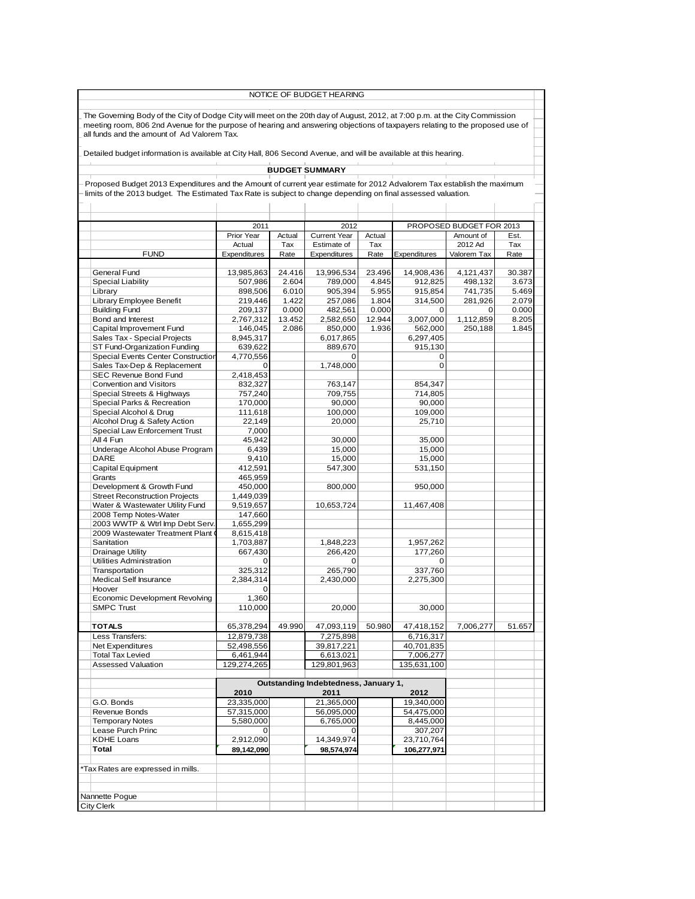NOTICE OF BUDGET HEARING

The Governing Body of the City of Dodge City will meet on the 20th day of August, 2012, at 7:00 p.m. at the City Commission meeting room, 806 2nd Avenue for the purpose of hearing and answering objections of taxpayers relating to the proposed use of all funds and the amount of Ad Valorem Tax.

Detailed budget information is available at City Hall, 806 Second Avenue, and will be available at this hearing.

**BUDGET SUMMARY**

Proposed Budget 2013 Expenditures and the Amount of current year estimate for 2012 Advalorem Tax establish the maximum limits of the 2013 budget. The Estimated Tax Rate is subject to change depending on final assessed valuation.

| | 2011 | | 2012 | | PROPOSED BUDGET FOR 2013 | | |
|---|---|---|---|---|---|---|---|
| FUND | Prior Year Actual Expenditures | Actual Tax Rate | Current Year Estimate of Expenditures | Actual Tax Rate | Expenditures | Amount of 2012 Ad Valorem Tax | Est. Tax Rate |
| General Fund | 13,985,863 | 24.416 | 13,996,534 | 23.496 | 14,908,436 | 4,121,437 | 30.387 |
| Special Liability | 507,986 | 2.604 | 789,000 | 4.845 | 912,825 | 498,132 | 3.673 |
| Library | 898,506 | 6.010 | 905,394 | 5.955 | 915,854 | 741,735 | 5.469 |
| Library Employee Benefit | 219,446 | 1.422 | 257,086 | 1.804 | 314,500 | 281,926 | 2.079 |
| Building Fund | 209,137 | 0.000 | 482,561 | 0.000 | 0 | 0 | 0.000 |
| Bond and Interest | 2,767,312 | 13.452 | 2,582,650 | 12.944 | 3,007,000 | 1,112,859 | 8.205 |
| Capital Improvement Fund | 146,045 | 2.086 | 850,000 | 1.936 | 562,000 | 250,188 | 1.845 |
| Sales Tax - Special Projects | 8,945,317 | | 6,017,865 | | 6,297,405 | | |
| ST Fund-Organization Funding | 639,622 | | 889,670 | | 915,130 | | |
| Special Events Center Construction | 4,770,556 | | 0 | | 0 | | |
| Sales Tax-Dep & Replacement | 0 | | 1,748,000 | | 0 | | |
| SEC Revenue Bond Fund | 2,418,453 | | | | | | |
| Convention and Visitors | 832,327 | | 763,147 | | 854,347 | | |
| Special Streets & Highways | 757,240 | | 709,755 | | 714,805 | | |
| Special Parks & Recreation | 170,000 | | 90,000 | | 90,000 | | |
| Special Alcohol & Drug | 111,618 | | 100,000 | | 109,000 | | |
| Alcohol Drug & Safety Action | 22,149 | | 20,000 | | 25,710 | | |
| Special Law Enforcement Trust | 7,000 | | | | | | |
| All 4 Fun | 45,942 | | 30,000 | | 35,000 | | |
| Underage Alcohol Abuse Program | 6,439 | | 15,000 | | 15,000 | | |
| DARE | 9,410 | | 15,000 | | 15,000 | | |
| Capital Equipment | 412,591 | | 547,300 | | 531,150 | | |
| Grants | 465,959 | | | | | | |
| Development & Growth Fund | 450,000 | | 800,000 | | 950,000 | | |
| Street Reconstruction Projects | 1,449,039 | | | | | | |
| Water & Wastewater Utility Fund | 9,519,657 | | 10,653,724 | | 11,467,408 | | |
| 2008 Temp Notes-Water | 147,660 | | | | | | |
| 2003 WWTP & Wtrl Imp Debt Serv. | 1,655,299 | | | | | | |
| 2009 Wastewater Treatment Plant ( | 8,615,418 | | | | | | |
| Sanitation | 1,703,887 | | 1,848,223 | | 1,957,262 | | |
| Drainage Utility | 667,430 | | 266,420 | | 177,260 | | |
| Utilities Administration | 0 | | 0 | | 0 | | |
| Transportation | 325,312 | | 265,790 | | 337,760 | | |
| Medical Self Insurance | 2,384,314 | | 2,430,000 | | 2,275,300 | | |
| Hoover | 0 | | | | | | |
| Economic Development Revolving | 1,360 | | | | | | |
| SMPC Trust | 110,000 | | 20,000 | | 30,000 | | |
| **TOTALS** | 65,378,294 | 49.990 | 47,093,119 | 50.980 | 47,418,152 | 7,006,277 | 51.657 |
| Less Transfers: | 12,879,738 | | 7,275,898 | | 6,716,317 | | |
| Net Expenditures | 52,498,556 | | 39,817,221 | | 40,701,835 | | |
| Total Tax Levied | 6,461,944 | | 6,613,021 | | 7,006,277 | | |
| Assessed Valuation | 129,274,265 | | 129,801,963 | | 135,631,100 | | |

| | Outstanding Indebtedness, January 1, | | |
|---|---|---|---|
| | **2010** | **2011** | **2012** |
| G.O. Bonds | 23,335,000 | 21,365,000 | 19,340,000 |
| Revenue Bonds | 57,315,000 | 56,095,000 | 54,475,000 |
| Temporary Notes | 5,580,000 | 6,765,000 | 8,445,000 |
| Lease Purch Princ | 0 | 0 | 307,207 |
| KDHE Loans | 2,912,090 | 14,349,974 | 23,710,764 |
| **Total** | **89,142,090** | **98,574,974** | **106,277,971** |

*Tax Rates are expressed in mills.

Nannette Pogue
City Clerk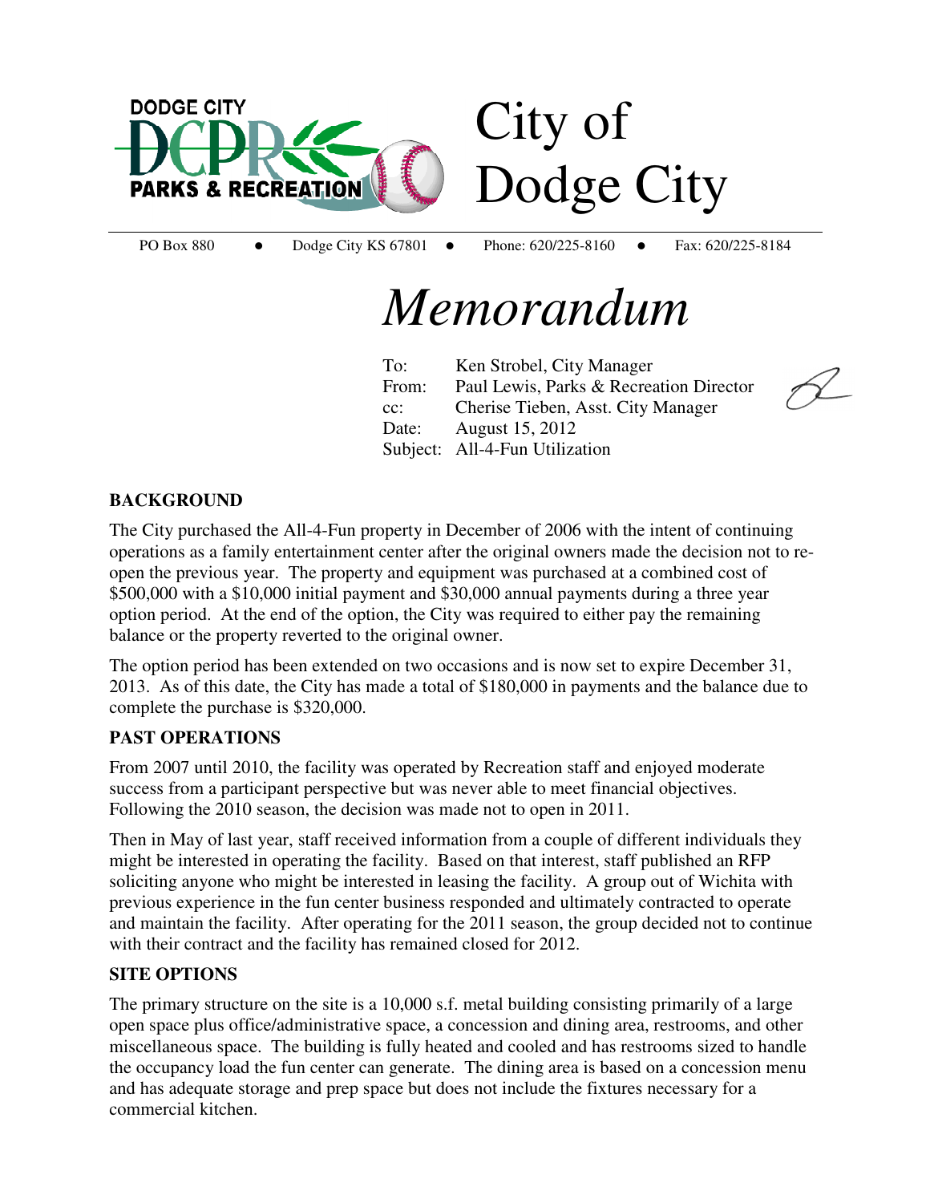DODGE CITY PARKS & RECREATION

# City of Dodge City

PO Box 880 ● Dodge City KS 67801 ● Phone: 620/225-8160 ● Fax: 620/225-8184

# *Memorandum*

To: Ken Strobel, City Manager
From: Paul Lewis, Parks & Recreation Director
cc: Cherise Tieben, Asst. City Manager
Date: August 15, 2012
Subject: All-4-Fun Utilization

## BACKGROUND

The City purchased the All-4-Fun property in December of 2006 with the intent of continuing operations as a family entertainment center after the original owners made the decision not to re-open the previous year. The property and equipment was purchased at a combined cost of $500,000 with a $10,000 initial payment and $30,000 annual payments during a three year option period. At the end of the option, the City was required to either pay the remaining balance or the property reverted to the original owner.

The option period has been extended on two occasions and is now set to expire December 31, 2013. As of this date, the City has made a total of $180,000 in payments and the balance due to complete the purchase is $320,000.

## PAST OPERATIONS

From 2007 until 2010, the facility was operated by Recreation staff and enjoyed moderate success from a participant perspective but was never able to meet financial objectives. Following the 2010 season, the decision was made not to open in 2011.

Then in May of last year, staff received information from a couple of different individuals they might be interested in operating the facility. Based on that interest, staff published an RFP soliciting anyone who might be interested in leasing the facility. A group out of Wichita with previous experience in the fun center business responded and ultimately contracted to operate and maintain the facility. After operating for the 2011 season, the group decided not to continue with their contract and the facility has remained closed for 2012.

## SITE OPTIONS

The primary structure on the site is a 10,000 s.f. metal building consisting primarily of a large open space plus office/administrative space, a concession and dining area, restrooms, and other miscellaneous space. The building is fully heated and cooled and has restrooms sized to handle the occupancy load the fun center can generate. The dining area is based on a concession menu and has adequate storage and prep space but does not include the fixtures necessary for a commercial kitchen.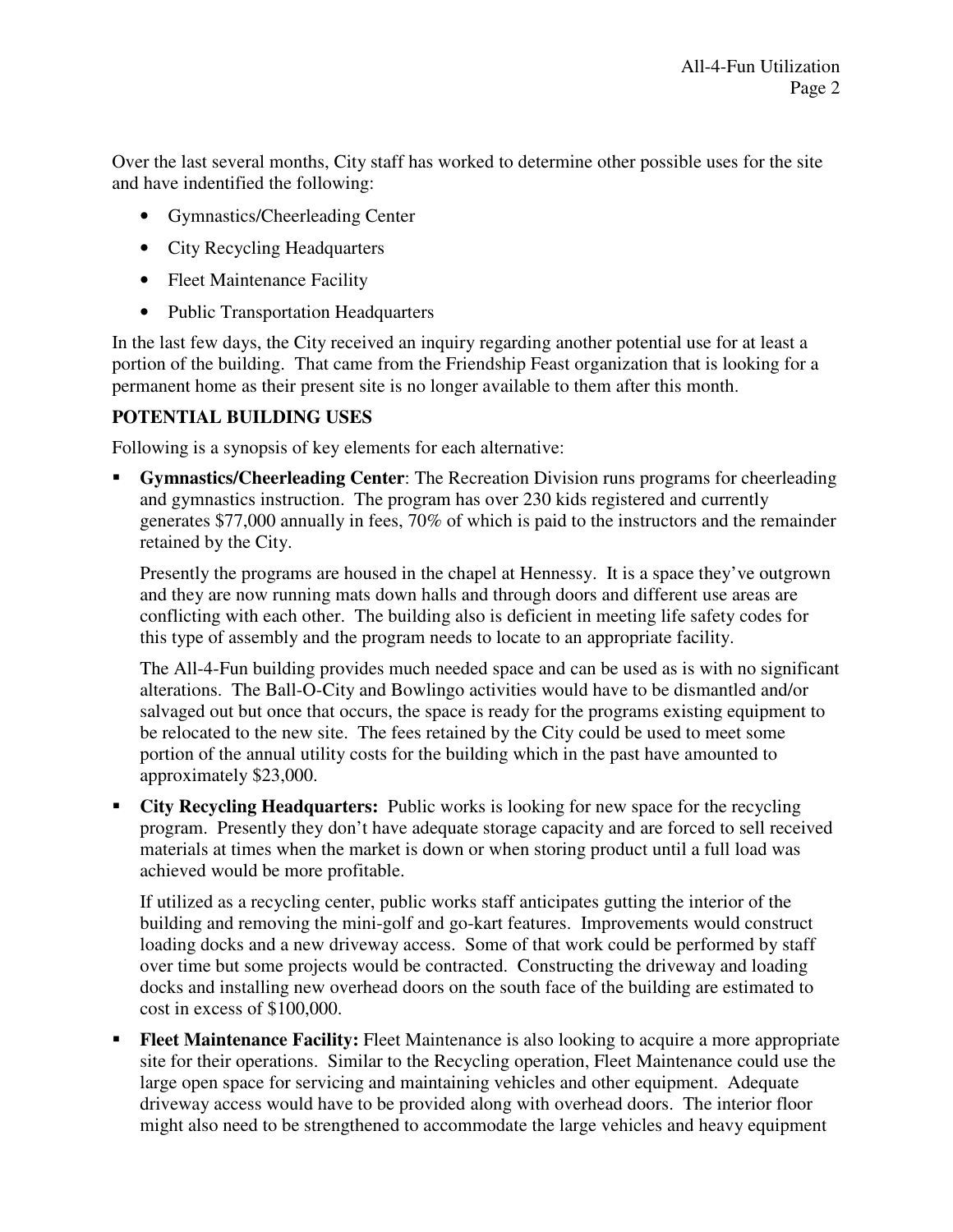Over the last several months, City staff has worked to determine other possible uses for the site and have indentified the following:

- Gymnastics/Cheerleading Center
- City Recycling Headquarters
- Fleet Maintenance Facility
- Public Transportation Headquarters

In the last few days, the City received an inquiry regarding another potential use for at least a portion of the building. That came from the Friendship Feast organization that is looking for a permanent home as their present site is no longer available to them after this month.

**POTENTIAL BUILDING USES**

Following is a synopsis of key elements for each alternative:

- **Gymnastics/Cheerleading Center**: The Recreation Division runs programs for cheerleading and gymnastics instruction. The program has over 230 kids registered and currently generates $77,000 annually in fees, 70% of which is paid to the instructors and the remainder retained by the City.

  Presently the programs are housed in the chapel at Hennessy. It is a space they've outgrown and they are now running mats down halls and through doors and different use areas are conflicting with each other. The building also is deficient in meeting life safety codes for this type of assembly and the program needs to locate to an appropriate facility.

  The All-4-Fun building provides much needed space and can be used as is with no significant alterations. The Ball-O-City and Bowlingo activities would have to be dismantled and/or salvaged out but once that occurs, the space is ready for the programs existing equipment to be relocated to the new site. The fees retained by the City could be used to meet some portion of the annual utility costs for the building which in the past have amounted to approximately $23,000.

- **City Recycling Headquarters:** Public works is looking for new space for the recycling program. Presently they don't have adequate storage capacity and are forced to sell received materials at times when the market is down or when storing product until a full load was achieved would be more profitable.

  If utilized as a recycling center, public works staff anticipates gutting the interior of the building and removing the mini-golf and go-kart features. Improvements would construct loading docks and a new driveway access. Some of that work could be performed by staff over time but some projects would be contracted. Constructing the driveway and loading docks and installing new overhead doors on the south face of the building are estimated to cost in excess of $100,000.

- **Fleet Maintenance Facility:** Fleet Maintenance is also looking to acquire a more appropriate site for their operations. Similar to the Recycling operation, Fleet Maintenance could use the large open space for servicing and maintaining vehicles and other equipment. Adequate driveway access would have to be provided along with overhead doors. The interior floor might also need to be strengthened to accommodate the large vehicles and heavy equipment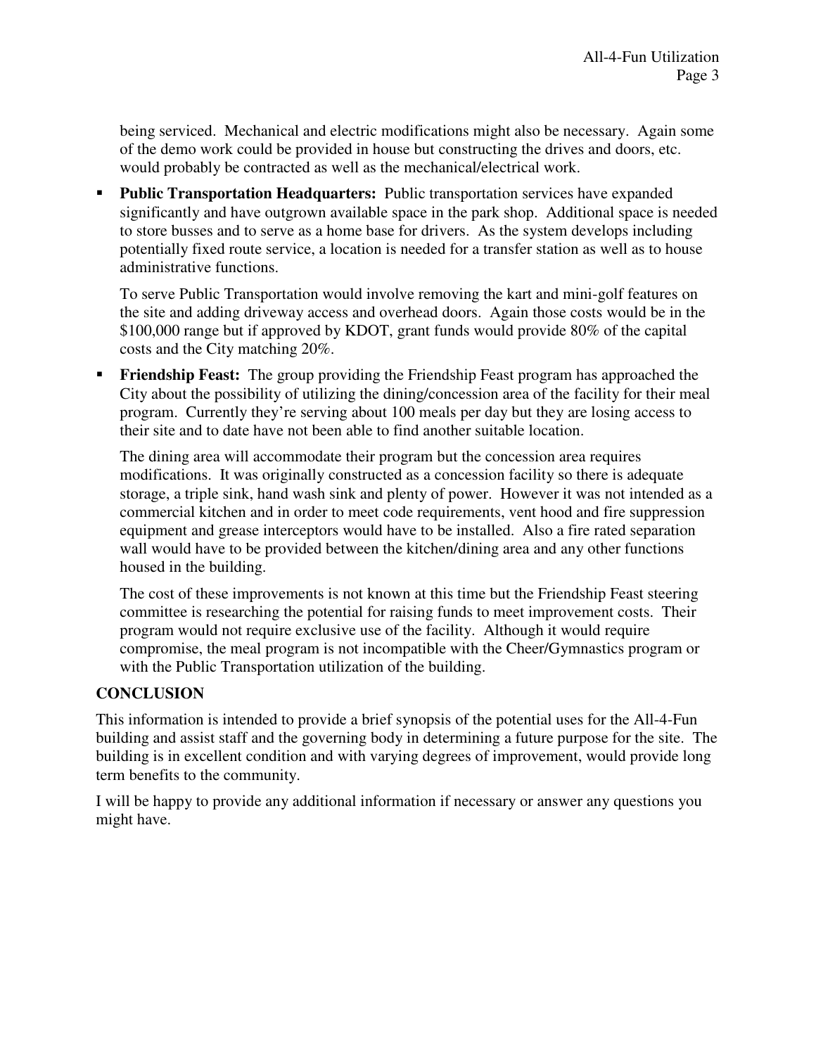being serviced. Mechanical and electric modifications might also be necessary. Again some of the demo work could be provided in house but constructing the drives and doors, etc. would probably be contracted as well as the mechanical/electrical work.

- **Public Transportation Headquarters:** Public transportation services have expanded significantly and have outgrown available space in the park shop. Additional space is needed to store busses and to serve as a home base for drivers. As the system develops including potentially fixed route service, a location is needed for a transfer station as well as to house administrative functions.

  To serve Public Transportation would involve removing the kart and mini-golf features on the site and adding driveway access and overhead doors. Again those costs would be in the $100,000 range but if approved by KDOT, grant funds would provide 80% of the capital costs and the City matching 20%.

- **Friendship Feast:** The group providing the Friendship Feast program has approached the City about the possibility of utilizing the dining/concession area of the facility for their meal program. Currently they're serving about 100 meals per day but they are losing access to their site and to date have not been able to find another suitable location.

  The dining area will accommodate their program but the concession area requires modifications. It was originally constructed as a concession facility so there is adequate storage, a triple sink, hand wash sink and plenty of power. However it was not intended as a commercial kitchen and in order to meet code requirements, vent hood and fire suppression equipment and grease interceptors would have to be installed. Also a fire rated separation wall would have to be provided between the kitchen/dining area and any other functions housed in the building.

  The cost of these improvements is not known at this time but the Friendship Feast steering committee is researching the potential for raising funds to meet improvement costs. Their program would not require exclusive use of the facility. Although it would require compromise, the meal program is not incompatible with the Cheer/Gymnastics program or with the Public Transportation utilization of the building.

## CONCLUSION

This information is intended to provide a brief synopsis of the potential uses for the All-4-Fun building and assist staff and the governing body in determining a future purpose for the site. The building is in excellent condition and with varying degrees of improvement, would provide long term benefits to the community.

I will be happy to provide any additional information if necessary or answer any questions you might have.